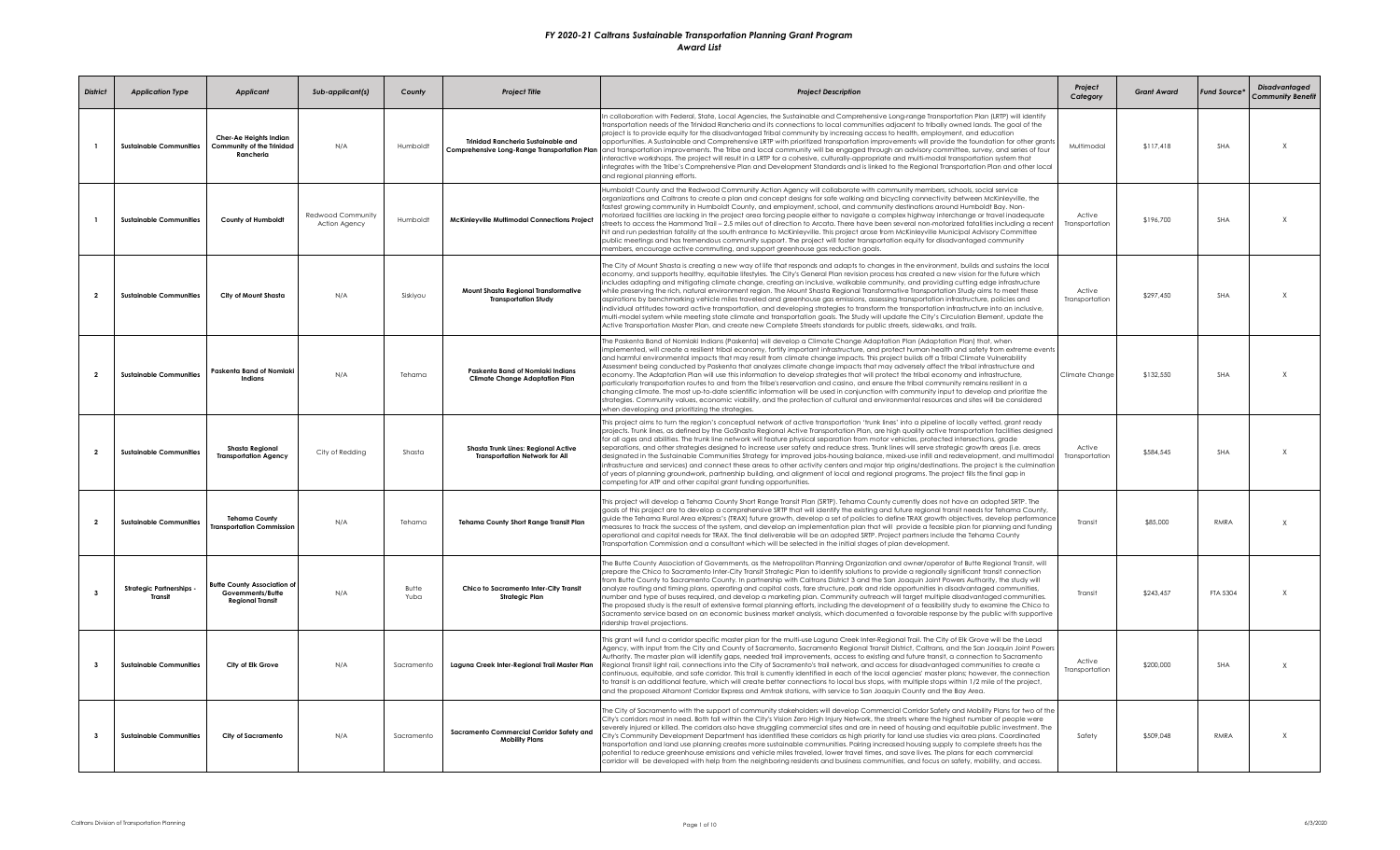# *FY 2020-21 Caltrans Sustainable Transportation Planning Grant Program*
## *Award List*

| *District* | *Application Type* | *Applicant* | *Sub-applicant(s)* | *County* | *Project Title* | *Project Description* | *Project Category* | *Grant Award* | *Fund Source\** | *Disadvantaged Community Benefit* |
|---|---|---|---|---|---|---|---|---|---|---|
| 1 | Sustainable Communities | Cher-Ae Heights Indian Community of the Trinidad Rancheria | N/A | Humboldt | Trinidad Rancheria Sustainable and Comprehensive Long-Range Transportation Plan | In collaboration with Federal, State, Local Agencies, the Sustainable and Comprehensive Long-range Transportation Plan (LRTP) will identify transportation needs of the Trinidad Rancheria and its connections to local communities adjacent to tribally owned lands. The goal of the project is to provide equity for the disadvantaged Tribal community by increasing access to health, employment, and education opportunities. A Sustainable and Comprehensive LRTP with prioritized transportation improvements will provide the foundation for other grants and transportation improvements. The Tribe and local community will be engaged through an advisory committee, survey, and series of four interactive workshops. The project will result in a LRTP for a cohesive, culturally-appropriate and multi-modal transportation system that integrates with the Tribe's Comprehensive Plan and Development Standards and is linked to the Regional Transportation Plan and other local and regional planning efforts. | Multimodal | $117,418 | SHA | X |
| 1 | Sustainable Communities | County of Humboldt | Redwood Community Action Agency | Humboldt | McKinleyville Multimodal Connections Project | Humboldt County and the Redwood Community Action Agency will collaborate with community members, schools, social service organizations and Caltrans to create a plan and concept designs for safe walking and bicycling connectivity between McKinleyville, the fastest growing community in Humboldt County, and employment, school, and community destinations around Humboldt Bay. Non-motorized facilities are lacking in the project area forcing people either to navigate a complex highway interchange or travel inadequate streets to access the Hammond Trail – 2.5 miles out of direction to Arcata. There have been several non-motorized fatalities including a recent hit and run pedestrian fatality at the south entrance to McKinleyville. This project arose from McKinleyville Municipal Advisory Committee public meetings and has tremendous community support. The project will foster transportation equity for disadvantaged community members, encourage active commuting, and support greenhouse gas reduction goals. | Active Transportation | $196,700 | SHA | X |
| 2 | Sustainable Communities | City of Mount Shasta | N/A | Siskiyou | Mount Shasta Regional Transformative Transportation Study | The City of Mount Shasta is creating a new way of life that responds and adapts to changes in the environment, builds and sustains the local economy, and supports healthy, equitable lifestyles. The City's General Plan revision process has created a new vision for the future which includes adapting and mitigating climate change, creating an inclusive, walkable community, and providing cutting edge infrastructure while preserving the rich, natural environment region. The Mount Shasta Regional Transformative Transportation Study aims to meet these aspirations by benchmarking vehicle miles traveled and greenhouse gas emissions, assessing transportation infrastructure, policies and individual attitudes toward active transportation, and developing strategies to transform the transportation infrastructure into an inclusive, multi-model system while meeting state climate and transportation goals. The Study will update the City's Circulation Element, update the Active Transportation Master Plan, and create new Complete Streets standards for public streets, sidewalks, and trails. | Active Transportation | $297,450 | SHA | X |
| 2 | Sustainable Communities | Paskenta Band of Nomlaki Indians | N/A | Tehama | Paskenta Band of Nomlaki Indians Climate Change Adaptation Plan | The Paskenta Band of Nomlaki Indians (Paskenta) will develop a Climate Change Adaptation Plan (Adaptation Plan) that, when implemented, will create a resilient tribal economy, fortify important infrastructure, and protect human health and safety from extreme events and harmful environmental impacts that may result from climate change impacts. This project builds off a Tribal Climate Vulnerability Assessment being conducted by Paskenta that analyzes climate change impacts that may adversely affect the tribal infrastructure and economy. The Adaptation Plan will use this information to develop strategies that will protect the tribal economy and infrastructure, particularly transportation routes to and from the Tribe's reservation and casino, and ensure the tribal community remains resilient in a changing climate. The most up-to-date scientific information will be used in conjunction with community input to develop and prioritize the strategies. Community values, economic viability, and the protection of cultural and environmental resources and sites will be considered when developing and prioritizing the strategies. | Climate Change | $132,550 | SHA | X |
| 2 | Sustainable Communities | Shasta Regional Transportation Agency | City of Redding | Shasta | Shasta Trunk Lines: Regional Active Transportation Network for All | This project aims to turn the region's conceptual network of active transportation 'trunk lines' into a pipeline of locally vetted, grant ready projects. Trunk lines, as defined by the GoShasta Regional Active Transportation Plan, are high quality active transportation facilities designed for all ages and abilities. The trunk line network will feature physical separation from motor vehicles, protected intersections, grade separations, and other strategies designed to increase user safety and reduce stress. Trunk lines will serve strategic growth areas (i.e. areas designated in the Sustainable Communities Strategy for improved jobs-housing balance, mixed-use infill and redevelopment, and multimodal infrastructure and services) and connect these areas to other activity centers and major trip origins/destinations. The project is the culmination of years of planning groundwork, partnership building, and alignment of local and regional programs. The project fills the final gap in competing for ATP and other capital grant funding opportunities. | Active Transportation | $584,545 | SHA | X |
| 2 | Sustainable Communities | Tehama County Transportation Commission | N/A | Tehama | Tehama County Short Range Transit Plan | This project will develop a Tehama County Short Range Transit Plan (SRTP). Tehama County currently does not have an adopted SRTP. The goals of this project are to develop a comprehensive SRTP that will identify the existing and future regional transit needs for Tehama County, guide the Tehama Rural Area eXpress's (TRAX) future growth, develop a set of policies to define TRAX growth objectives, develop performance measures to track the success of the system, and develop an implementation plan that will provide a feasible plan for planning and funding operational and capital needs for TRAX. The final deliverable will be an adopted SRTP. Project partners include the Tehama County Transportation Commission and a consultant which will be selected in the initial stages of plan development. | Transit | $85,000 | RMRA | X |
| 3 | Strategic Partnerships - Transit | Butte County Association of Governments/Butte Regional Transit | N/A | Butte Yuba | Chico to Sacramento Inter-City Transit Strategic Plan | The Butte County Association of Governments, as the Metropolitan Planning Organization and owner/operator of Butte Regional Transit, will prepare the Chico to Sacramento Inter-City Transit Strategic Plan to identify solutions to provide a regionally significant transit connection from Butte County to Sacramento County. In partnership with Caltrans District 3 and the San Joaquin Joint Powers Authority, the study will analyze routing and timing plans, operating and capital costs, fare structure, park and ride opportunities in disadvantaged communities, number and type of buses required, and develop a marketing plan. Community outreach will target multiple disadvantaged communities. The proposed study is the result of extensive formal planning efforts, including the development of a feasibility study to examine the Chico to Sacramento service based on an economic business market analysis, which documented a favorable response by the public with supportive ridership travel projections. | Transit | $243,457 | FTA 5304 | X |
| 3 | Sustainable Communities | City of Elk Grove | N/A | Sacramento | Laguna Creek Inter-Regional Trail Master Plan | This grant will fund a corridor specific master plan for the multi-use Laguna Creek Inter-Regional Trail. The City of Elk Grove will be the Lead Agency, with input from the City and County of Sacramento, Sacramento Regional Transit District, Caltrans, and the San Joaquin Joint Powers Authority. The master plan will identify gaps, needed trail improvements, access to existing and future transit, a connection to Sacramento Regional Transit light rail, connections into the City of Sacramento's trail network, and access for disadvantaged communities to create a continuous, equitable, and safe corridor. This trail is currently identified in each of the local agencies' master plans; however, the connection to transit is an additional feature, which will create better connections to local bus stops, with multiple stops within 1/2 mile of the project, and the proposed Altamont Corridor Express and Amtrak stations, with service to San Joaquin County and the Bay Area. | Active Transportation | $200,000 | SHA | X |
| 3 | Sustainable Communities | City of Sacramento | N/A | Sacramento | Sacramento Commercial Corridor Safety and Mobility Plans | The City of Sacramento with the support of community stakeholders will develop Commercial Corridor Safety and Mobility Plans for two of the City's corridors most in need. Both fall within the City's Vision Zero High Injury Network, the streets where the highest number of people were severely injured or killed. The corridors also have struggling commercial sites and are in need of housing and equitable public investment. The City's Community Development Department has identified these corridors as high priority for land use studies via area plans. Coordinated transportation and land use planning creates more sustainable communities. Pairing increased housing supply to complete streets has the potential to reduce greenhouse emissions and vehicle miles traveled, lower travel times, and save lives. The plans for each commercial corridor will be developed with help from the neighboring residents and business communities, and focus on safety, mobility, and access. | Safety | $509,048 | RMRA | X |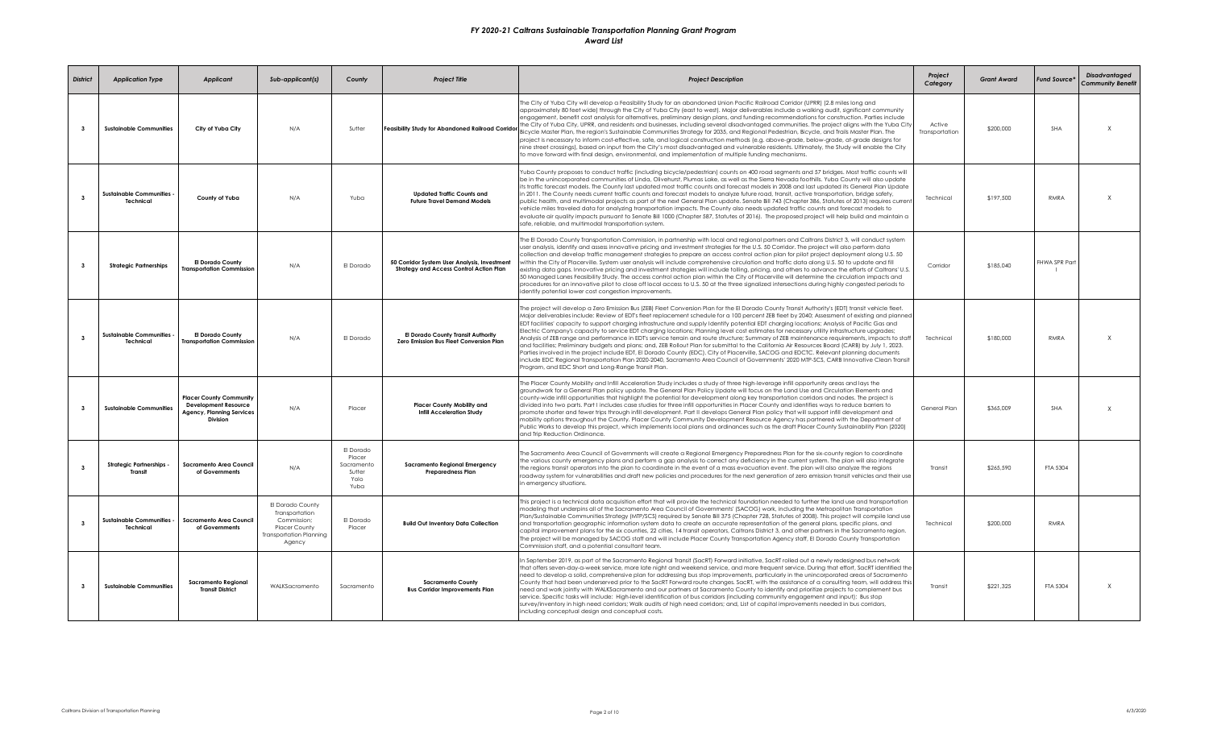# FY 2020-21 Caltrans Sustainable Transportation Planning Grant Program
## Award List

| District | Application Type | Applicant | Sub-applicant(s) | County | Project Title | Project Description | Project Category | Grant Award | Fund Source* | Disadvantaged Community Benefit |
|---|---|---|---|---|---|---|---|---|---|---|
| 3 | Sustainable Communities | City of Yuba City | N/A | Sutter | Feasibility Study for Abandoned Railroad Corridor | The City of Yuba City will develop a Feasibility Study for an abandoned Union Pacific Railroad Corridor (UPRR) (2.8 miles long and approximately 80 feet wide) through the City of Yuba City (east to west). Major deliverables include a walking audit, significant community engagement, benefit cost analysis for alternatives, preliminary design plans, and funding recommendations for construction. Parties include the City of Yuba City, UPRR, and residents and businesses, including several disadvantaged communities. The project aligns with the Yuba City Bicycle Master Plan, the region's Sustainable Communities Strategy for 2035, and Regional Pedestrian, Bicycle, and Trails Master Plan. The project is necessary to inform cost-effective, safe, and logical construction methods (e.g. above-grade, below-grade, at-grade designs for nine street crossings), based on input from the City's most disadvantaged and vulnerable residents. Ultimately, the Study will enable the City to move forward with final design, environmental, and implementation of multiple funding mechanisms. | Active Transportation | $200,000 | SHA | X |
| 3 | Sustainable Communities - Technical | County of Yuba | N/A | Yuba | Updated Traffic Counts and Future Travel Demand Models | Yuba County proposes to conduct traffic (including bicycle/pedestrian) counts on 400 road segments and 57 bridges. Most traffic counts will be in the unincorporated communities of Linda, Olivehurst, Plumas Lake, as well as the Sierra Nevada foothills. Yuba County will also update its traffic forecast models. The County last updated most traffic counts and forecast models in 2008 and last updated its General Plan Update in 2011. The County needs current traffic counts and forecast models to analyze future road, transit, active transportation, bridge safety, public health, and multimodal projects as part of the next General Plan update. Senate Bill 743 (Chapter 386, Statutes of 2013) requires current vehicle miles traveled data for analyzing transportation impacts. The County also needs updated traffic counts and forecast models to evaluate air quality impacts pursuant to Senate Bill 1000 (Chapter 587, Statutes of 2016). The proposed project will help build and maintain a safe, reliable, and multimodal transportation system. | Technical | $197,500 | RMRA | X |
| 3 | Strategic Partnerships | El Dorado County Transportation Commission | N/A | El Dorado | 50 Corridor System User Analysis, Investment Strategy and Access Control Action Plan | The El Dorado County Transportation Commission, in partnership with local and regional partners and Caltrans District 3, will conduct system user analysis, identify and assess innovative pricing and investment strategies for the U.S. 50 Corridor. The project will also perform data collection and develop traffic management strategies to prepare an access control action plan for pilot project deployment along U.S. 50 within the City of Placerville. System user analysis will include comprehensive circulation and traffic data along U.S. 50 to update and fill existing data gaps. Innovative pricing and investment strategies will include tolling, pricing, and others to advance the efforts of Caltrans' U.S. 50 Managed Lanes Feasibility Study. The access control action plan within the City of Placerville will determine the circulation impacts and procedures for an innovative pilot to close off local access to U.S. 50 at the three signalized intersections during highly congested periods to identify potential lower cost congestion improvements. | Corridor | $185,040 | FHWA SPR Part I | |
| 3 | Sustainable Communities - Technical | El Dorado County Transportation Commission | N/A | El Dorado | El Dorado County Transit Authority Zero Emission Bus Fleet Conversion Plan | The project will develop a Zero Emission Bus (ZEB) Fleet Conversion Plan for the El Dorado County Transit Authority's (EDT) transit vehicle fleet. Major deliverables include: Review of EDT's fleet replacement schedule for a 100 percent ZEB fleet by 2040; Assessment of existing and planned EDT facilities' capacity to support charging infrastructure and supply identify potential EDT charging locations; Analysis of Pacific Gas and Electric Company's capacity to service EDT charging locations; Planning level cost estimates for necessary utility infrastructure upgrades; Analysis of ZEB range and performance in EDT's service terrain and route structure; Summary of ZEB maintenance requirements, impacts to staff and facilities; Preliminary budgets and plans; and, ZEB Rollout Plan for submittal to the California Air Resources Board (CARB) by July 1, 2023. Parties involved in the project include EDT, El Dorado County (EDC), City of Placerville, SACOG and EDCTC. Relevant planning documents include EDC Regional Transportation Plan 2020-2040, Sacramento Area Council of Governments' 2020 MTP-SCS, CARB Innovative Clean Transit Program, and EDC Short and Long-Range Transit Plan. | Technical | $180,000 | RMRA | X |
| 3 | Sustainable Communities | Placer County Community Development Resource Agency, Planning Services Division | N/A | Placer | Placer County Mobility and Infill Acceleration Study | The Placer County Mobility and Infill Acceleration Study includes a study of three high-leverage infill opportunity areas and lays the groundwork for a General Plan policy update. The General Plan Policy Update will focus on the Land Use and Circulation Elements and county-wide infill opportunities that highlight the potential for development along key transportation corridors and nodes. The project is divided into two parts. Part I includes case studies for three infill opportunities in Placer County and identifies ways to reduce barriers to promote shorter and fewer trips through infill development. Part II develops General Plan policy that will support infill development and mobility options throughout the County. Placer County Community Development Resource Agency has partnered with the Department of Public Works to develop this project, which implements local plans and ordinances such as the draft Placer County Sustainability Plan (2020) and Trip Reduction Ordinance. | General Plan | $365,009 | SHA | X |
| 3 | Strategic Partnerships - Transit | Sacramento Area Council of Governments | N/A | El Dorado Placer Sacramento Sutter Yolo Yuba | Sacramento Regional Emergency Preparedness Plan | The Sacramento Area Council of Governments will create a Regional Emergency Preparedness Plan for the six-county region to coordinate the various county emergency plans and perform a gap analysis to correct any deficiency in the current system. The plan will also integrate the regions transit operators into the plan to coordinate in the event of a mass evacuation event. The plan will also analyze the regions roadway system for vulnerabilities and draft new policies and procedures for the next generation of zero emission transit vehicles and their use in emergency situations. | Transit | $265,590 | FTA 5304 | |
| 3 | Sustainable Communities - Technical | Sacramento Area Council of Governments | El Dorado County Transportation Commission; Placer County Transportation Planning Agency | El Dorado Placer | Build Out Inventory Data Collection | This project is a technical data acquisition effort that will provide the technical foundation needed to further the land use and transportation modeling that underpins all of the Sacramento Area Council of Governments' (SACOG) work, including the Metropolitan Transportation Plan/Sustainable Communities Strategy (MTP/SCS) required by Senate Bill 375 (Chapter 728, Statutes of 2008). This project will compile land use and transportation geographic information system data to create an accurate representation of the general plans, specific plans, and capital improvement plans for the six counties, 22 cities, 14 transit operators, Caltrans District 3, and other partners in the Sacramento region. The project will be managed by SACOG staff and will include Placer County Transportation Agency staff, El Dorado County Transportation Commission staff, and a potential consultant team. | Technical | $200,000 | RMRA | |
| 3 | Sustainable Communities | Sacramento Regional Transit District | WALKSacramento | Sacramento | Sacramento County Bus Corridor Improvements Plan | In September 2019, as part of the Sacramento Regional Transit (SacRT) Forward initiative, SacRT rolled out a newly redesigned bus network that offers seven-day-a-week service, more late night and weekend service, and more frequent service. During that effort, SacRT identified the need to develop a solid, comprehensive plan for addressing bus stop improvements, particularly in the unincorporated areas of Sacramento County that had been underserved prior to the SacRT Forward route changes. SacRT, with the assistance of a consulting team, will address this need and work jointly with WALKSacramento and our partners at Sacramento County to identify and prioritize projects to complement bus service. Specific tasks will include: High-level identification of bus corridors (including community engagement and input); Bus stop survey/inventory in high need corridors; Walk audits of high need corridors; and, List of capital improvements needed in bus corridors, including conceptual design and conceptual costs. | Transit | $221,325 | FTA 5304 | X |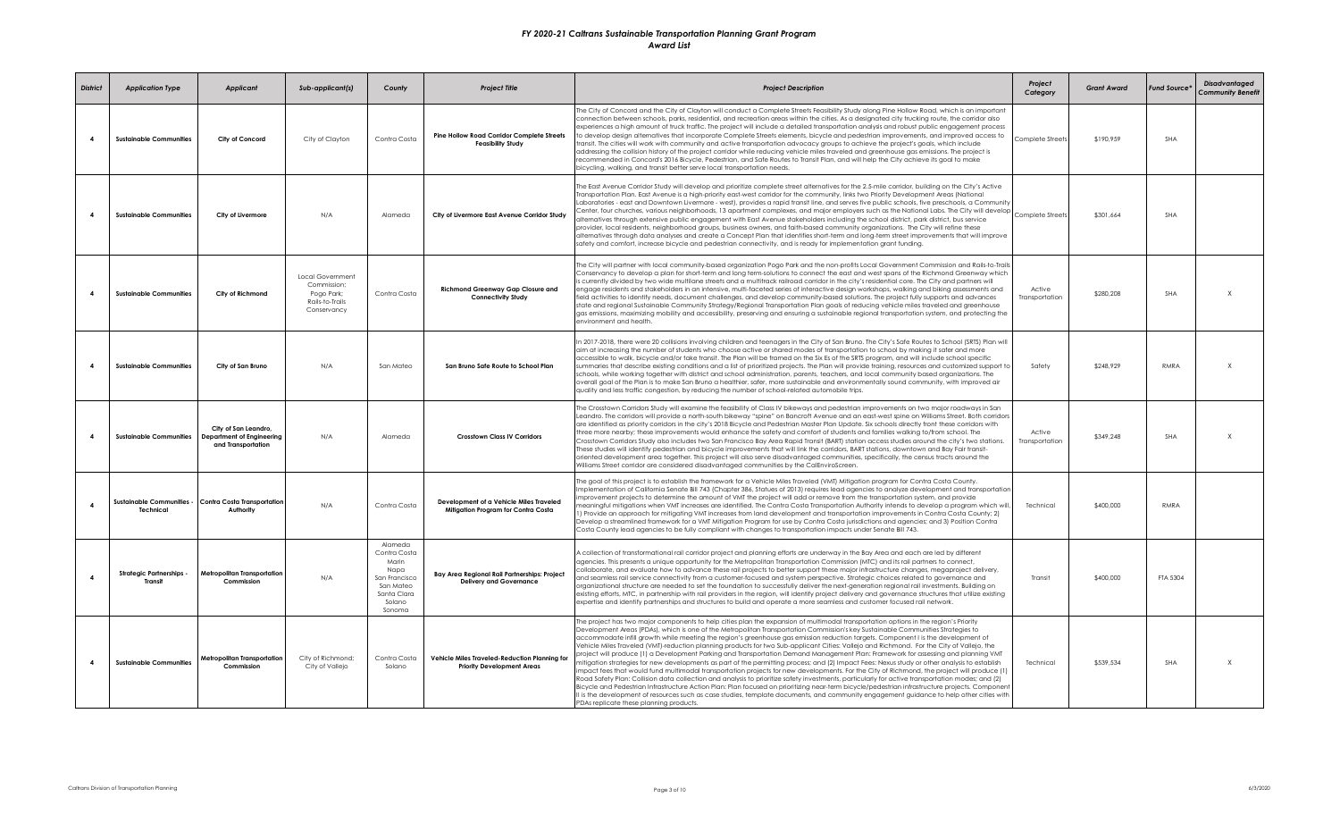# *FY 2020-21 Caltrans Sustainable Transportation Planning Grant Program*

## *Award List*

| District | Application Type | Applicant | Sub-applicant(s) | County | Project Title | Project Description | Project Category | Grant Award | Fund Source* | Disadvantaged Community Benefit |
|---|---|---|---|---|---|---|---|---|---|---|
| 4 | Sustainable Communities | City of Concord | City of Clayton | Contra Costa | Pine Hollow Road Corridor Complete Streets Feasibility Study | The City of Concord and the City of Clayton will conduct a Complete Streets Feasibility Study along Pine Hollow Road, which is an important connection between schools, parks, residential, and recreation areas within the cities. As a designated city trucking route, the corridor also experiences a high amount of truck traffic. The project will include a detailed transportation analysis and robust public engagement process to develop design alternatives that incorporate Complete Streets elements, bicycle and pedestrian improvements, and improved access to transit. The cities will work with community and active transportation advocacy groups to achieve the project's goals, which include addressing the collision history of the project corridor while reducing vehicle miles traveled and greenhouse gas emissions. The project is recommended in Concord's 2016 Bicycle, Pedestrian, and Safe Routes to Transit Plan, and will help the City achieve its goal to make bicycling, walking, and transit better serve local transportation needs. | Complete Streets | $190,959 | SHA | |
| 4 | Sustainable Communities | City of Livermore | N/A | Alameda | City of Livermore East Avenue Corridor Study | The East Avenue Corridor Study will develop and prioritize complete street alternatives for the 2.5-mile corridor, building on the City's Active Transportation Plan. East Avenue is a high-priority east-west corridor for the community, links two Priority Development Areas (National Laboratories - east and Downtown Livermore - west), provides a rapid transit line, and serves five public schools, five preschools, a Community Center, four churches, various neighborhoods, 13 apartment complexes, and major employers such as the National Labs. The City will develop alternatives through extensive public engagement with East Avenue stakeholders including the school district, park district, bus service provider, local residents, neighborhood groups, business owners, and faith-based community organizations. The City will refine these alternatives through data analyses and create a Concept Plan that identifies short-term and long-term street improvements that will improve safety and comfort, increase bicycle and pedestrian connectivity, and is ready for implementation grant funding. | Complete Streets | $301,664 | SHA | |
| 4 | Sustainable Communities | City of Richmond | Local Government Commission; Pogo Park; Rails-to-Trails Conservancy | Contra Costa | Richmond Greenway Gap Closure and Connectivity Study | The City will partner with local community-based organization Pogo Park and the non-profits Local Government Commission and Rails-to-Trails Conservancy to develop a plan for short-term and long-term solutions to connect the east and west spans of the Richmond Greenway which is currently divided by two wide multilane streets and a multitrack railroad corridor in the city's residential core. The City and partners will engage residents and stakeholders in an intensive, multi-faceted series of interactive design workshops, walking and biking assessments and field activities to identify needs, document challenges, and develop community-based solutions. The project fully supports and advances state and regional Sustainable Community Strategy/Regional Transportation Plan goals of reducing vehicle miles traveled and greenhouse gas emissions, maximizing mobility and accessibility, preserving and ensuring a sustainable regional transportation system, and protecting the environment and health. | Active Transportation | $280,208 | SHA | X |
| 4 | Sustainable Communities | City of San Bruno | N/A | San Mateo | San Bruno Safe Route to School Plan | In 2017-2018, there were 20 collisions involving children and teenagers in the City of San Bruno. The City's Safe Routes to School (SRTS) Plan will aim at increasing the number of students who choose active or shared modes of transportation to school by making it safer and more accessible to walk, bicycle and/or take transit. The Plan will be framed on the Six Es of the SRTS program, and will include school specific summaries that describe existing conditions and a list of prioritized projects. The Plan will provide training, resources and customized support to schools, while working together with district and school administration, parents, teachers, and local community based organizations. The overall goal of the Plan is to make San Bruno a healthier, safer, more sustainable and environmentally sound community, with improved air quality and less traffic congestion, by reducing the number of school-related automobile trips. | Safety | $248,929 | RMRA | X |
| 4 | Sustainable Communities | City of San Leandro, Department of Engineering and Transportation | N/A | Alameda | Crosstown Class IV Corridors | The Crosstown Corridors Study will examine the feasibility of Class IV bikeways and pedestrian improvements on two major roadways in San Leandro. The corridors will provide a north-south bikeway "spine" on Bancroft Avenue and an east-west spine on Williams Street. Both corridors are identified as priority corridors in the city's 2018 Bicycle and Pedestrian Master Plan Update. Six schools directly front these corridors with three more nearby; these improvements would enhance the safety and comfort of students and families walking to/from school. The Crosstown Corridors Study also includes two San Francisco Bay Area Rapid Transit (BART) station access studies around the city's two stations. These studies will identify pedestrian and bicycle improvements that will link the corridors, BART stations, downtown and Bay Fair transit-oriented development area together. This project will also serve disadvantaged communities, specifically, the census tracts around the Williams Street corridor are considered disadvantaged communities by the CalEnviroScreen. | Active Transportation | $349,248 | SHA | X |
| 4 | Sustainable Communities - Technical | Contra Costa Transportation Authority | N/A | Contra Costa | Development of a Vehicle Miles Traveled Mitigation Program for Contra Costa | The goal of this project is to establish the framework for a Vehicle Miles Traveled (VMT) Mitigation program for Contra Costa County. Implementation of California Senate Bill 743 (Chapter 386, Statues of 2013) requires lead agencies to analyze development and transportation improvement projects to determine the amount of VMT the project will add or remove from the transportation system, and provide meaningful mitigations when VMT increases are identified. The Contra Costa Transportation Authority intends to develop a program which will, 1) Provide an approach for mitigating VMT increases from land development and transportation improvements in Contra Costa County; 2) Develop a streamlined framework for a VMT Mitigation Program for use by Contra Costa jurisdictions and agencies; and 3) Position Contra Costa County lead agencies to be fully compliant with changes to transportation impacts under Senate Bill 743. | Technical | $400,000 | RMRA | |
| 4 | Strategic Partnerships - Transit | Metropolitan Transportation Commission | N/A | Alameda Contra Costa Marin Napa San Francisco San Mateo Santa Clara Solano Sonoma | Bay Area Regional Rail Partnerships: Project Delivery and Governance | A collection of transformational rail corridor project and planning efforts are underway in the Bay Area and each are led by different agencies. This presents a unique opportunity for the Metropolitan Transportation Commission (MTC) and its rail partners to connect, collaborate, and evaluate how to advance these rail projects to better support these major infrastructure changes, megaproject delivery, and seamless rail service connectivity from a customer-focused and system perspective. Strategic choices related to governance and organizational structure are needed to set the foundation to successfully deliver the next-generation regional rail investments. Building on existing efforts, MTC, in partnership with rail providers in the region, will identify project delivery and governance structures that utilize existing expertise and identify partnerships and structures to build and operate a more seamless and customer focused rail network. | Transit | $400,000 | FTA 5304 | |
| 4 | Sustainable Communities | Metropolitan Transportation Commission | City of Richmond; City of Vallejo | Contra Costa Solano | Vehicle Miles Traveled-Reduction Planning for Priority Development Areas | The project has two major components to help cities plan the expansion of multimodal transportation options in the region's Priority Development Areas (PDAs), which is one of the Metropolitan Transportation Commission's key Sustainable Communities Strategies to accommodate infill growth while meeting the region's greenhouse gas emission reduction targets. Component I is the development of Vehicle Miles Traveled (VMT)-reduction planning products for two Sub-applicant Cities: Vallejo and Richmond. For the City of Vallejo, the project will produce (1) a Development Parking and Transportation Demand Management Plan: Framework for assessing and planning VMT mitigation strategies for new developments as part of the permitting process; and (2) Impact Fees: Nexus study or other analysis to establish impact fees that would fund multimodal transportation projects for new developments. For the City of Richmond, the project will produce (1) Road Safety Plan: Collision data collection and analysis to prioritize safety investments, particularly for active transportation modes; and (2) Bicycle and Pedestrian Infrastructure Action Plan: Plan focused on prioritizing near-term bicycle/pedestrian infrastructure projects. Component II is the development of resources such as case studies, template documents, and community engagement guidance to help other cities with PDAs replicate these planning products. | Technical | $539,534 | SHA | X |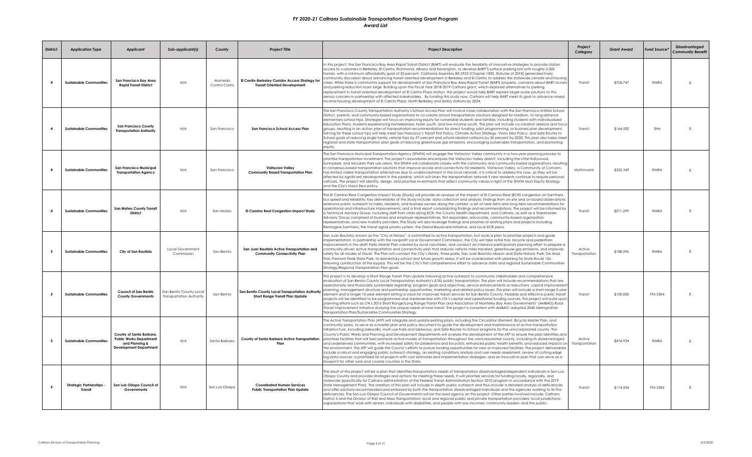# *FY 2020-21 Caltrans Sustainable Transportation Planning Grant Program*
## *Award List*

| *District* | *Application Type* | *Applicant* | *Sub-applicant(s)* | *County* | *Project Title* | *Project Description* | *Project Category* | *Grant Award* | *Fund Source** | *Disadvantaged Community Benefit* |
|---|---|---|---|---|---|---|---|---|---|---|
| 4 | Sustainable Communities | San Francisco Bay Area Rapid Transit District | N/A | Alameda Contra Costa | El Cerrito-Berkeley Corridor Access Strategy for Transit Oriented Development | In this project, the San Francisco Bay Area Rapid Transit District (BART) will evaluate the feasibility of innovative strategies to provide station access to customers in Berkeley, El Cerrito, Richmond, Albany and Kensington, to develop BART's surface parking lots with roughly 2,000 homes, with a minimum affordability goal of 35 percent. California Assembly Bill 2923 (Chapter 1000, Statutes of 2018) generated lively community discussion about advancing transit-oriented development in Berkeley and El Cerrito to address the statewide climate and housing crises. While there is community support for development of San Francisco Bay Area Rapid Transit (BART) property, concerns about BART access and parking reduction loom large. Building upon the Fiscal Year 2018-2019 Caltrans grant, which explored alternatives to parking replacement in transit-oriented development at El Cerrito Plaza station, this project would help BART explore larger-scale solutions to this serious concern in partnership with affected stakeholders. By funding this study now, Caltrans will help BART meet its goal to advance mixed-income housing development at El Cerrito Plaza, North Berkeley and Ashby stations by 2024. | Transit | $704,747 | RMRA | X |
| 4 | Sustainable Communities | San Francisco County Transportation Authority | N/A | San Francisco | San Francisco School Access Plan | The San Francisco County Transportation Authority's School Access Plan will involve close collaboration with the San Francisco Unified School District, parents, and community-based organizations to co-create school transportation solutions designed for medium- to long-distance elementary school trips. Strategies will focus on improving equity for vulnerable students and families, including students with Individualized Education Plans, students experiencing homelessness, foster youth, and low-income youth. The plan will include co-creation sessions and focus groups, resulting in an action plan of transportation recommendations for direct funding, pilot programming, or business plan development. Solving for these school trips will help meet San Francisco's Transit First Policy, Climate Action Strategy, Vision Zero Policy, and Safe Routes to School goals of reducing single family vehicle trips by 37 percent and school-related collisions by 50 percent by 2030. This plan also helps meet regional and state transportation plan goals of reducing greenhouse gas emissions, encouraging sustainable transportation, and promoting equity. | Transit | $164,500 | SHA | X |
| 4 | Sustainable Communities | San Francisco Municipal Transportation Agency | N/A | San Francisco | Visitacion Valley Community Based Transportation Plan | The San Francisco Municipal Transportation Agency (SFMTA) will engage the Visitacion Valley community in a two-year planning process to prioritize transportation investment. The project's boundaries encompass the Visitacion Valley district, including the Little Hollywood, Sunnydale, and McLaren Park sub-areas. The SFMTA will collaborate closely with the community and community-based organizations, resulting in consensus-based transportation solutions that improve access and connectivity for residents. Visitacion Valley, a Community of Concern, has limited viable transportation alternatives due to underinvestment in the local network; it is critical to address this now, as they will be affected by significant development in the pipeline, which will strain the transportation network if new residents continue to require personal vehicles. The project will identify, design, and prioritize investments that reflect community values in light of the SFMTA Muni Equity Strategy and the City's Vision Zero policy. | Multimodal | $352,349 | RMRA | X |
| 4 | Sustainable Communities | San Mateo County Transit District | N/A | San Mateo | El Camino Real Congestion Impact Study | The El Camino Real Congestion Impact Study (Study) will provide an analysis of the impact of El Camino Real (ECR) congestion on SamTrans bus speed and reliability. Key deliverables of the Study include: data collection and analysis; findings from on-site and on-board observations; extensive public outreach to riders, residents, and business owners along the corridor; a set of near-term and long-term recommendations for operational and infrastructure improvements; and a final report consolidating findings and recommendations. The project will be informed by a Technical Advisory Group, including staff from cities along ECR, the County Health Department, and Caltrans, as well as a Stakeholder Advisory Group comprised of business and employer representatives, first responders, advocates, community-based organization representatives, and new mobility providers. The Study will also leverage findings and priorities of existing plans and projects including Reimagine SamTrans, the transit signal priority system, the Grand Boulevard Initiative, and local ECR plans. | Transit | $211,299 | RMRA | X |
| 5 | Sustainable Communities | City of San Bautista | Local Government Commission | San Benito | San Juan Bautista Active Transportation and Community Connectivity Plan | San Juan Bautista, known as the "City of History", is committed to active transportation, but lacks a plan to prioritize projects and guide implementation. In partnership with the nonprofit Local Government Commission, the City will take initial trail, bicycle and pedestrian improvements in the draft Parks Master Plan created by local volunteers, and conduct an intensive participatory planning effort to prepare a community-driven active transportation and connectivity plan that reduces vehicle miles traveled, greenhouse gas emissions, and improves safety for all modes of travel. The Plan will connect the City's library, three parks, San Juan Bautista Mission and State Historic Park, De Anza Trail, Fremont Peak State Park, its elementary school and future growth areas. It will be coordinated with planning for State Route 156 following construction of the bypass. This will be the City's first comprehensive effort to advance state and regional Sustainable Communities Strategy/Regional Transportation Plan goals. | Active Transportation | $188,596 | RMRA | X |
| 5 | Sustainable Communities | Council of San Benito County Governments | San Benito County Local Transportation Authority | San Benito | San Benito County Local Transportation Authority Short Range Transit Plan Update | This project is to develop a Short Range Transit Plan update following active outreach to community stakeholders and comprehensive evaluation of San Benito County Local Transportation Authority's (LTA) public transportation. The plan will include recommendations that are operationally and financially sustainable regarding: program goals and objectives, service enhancements or reductions, capital improvement planning, management structure and partnership opportunities, marketing and related policy issues. The plan will include a short-range 5-year element and a longer 10-year element setting a vision for improved transit services for San Benito County. Feasible and effective public transit projects will be identified to be programmed and implemented with LTA's capital and operational funding sources. This project will build upon planning efforts such as LTA's 2016 Short Range/Long Range Transit Plan and Association of Monterey Bay Area Governments' (AMBAG) Rural Transit Improvement Initiative studying the unique needs of rural transit. The project is consistent with AMBAG' adopted 2040 Metropolitan Transportation Plan/Sustainable Communities Strategy. | Transit | $100,000 | FTA 5304 | X |
| 5 | Sustainable Communities | County of Santa Barbara, Public Works Department and Planning & Development Department | N/A | Santa Barbara | County of Santa Barbara Active Transportation Plan | The Active Transportation Plan (ATP) will integrate and update existing plans, including the Circulation Element, Bicycle Master Plan, and community plans, to serve as a master plan and policy document to guide the development and maintenance of active transportation infrastructure, including sidewalks, multi-use trails and bikeways, and Safe-Routes-to-School programs for the unincorporated county. The County's Public Works and Planning and Development Departments will oversee the development of the ATP to ensure the plan identifies and prioritizes facilities that will best promote active modes of transportation throughout the unincorporated county, including its disadvantaged and underserved communities, with increased safety for pedestrians and bicyclists, enhanced public health benefits, and reduced impacts on the environment. The ATP will guide the County's efforts to pursue funding opportunities for new or improved facilities. The project deliverables include a robust and engaging public outreach strategy, an existing conditions analysis and user needs assessment, review of cutting-edge big data sources, a prioritized list of projects with cost estimates and implementation strategies, and an innovative plan that can serve as a blueprint for other rural and coastal counties in the State. | Active Transportation | $474,934 | RMRA | X |
| 5 | Strategic Partnerships - Transit | San Luis Obispo Council of Governments | N/A | San Luis Obispo | Coordinated Human Services Public Transportation Plan Update | The result of this project will be a plan that identifies transportation needs of transportation disadvantaged/dependent individuals in San Luis Obispo County and provides strategies and actions for meeting these needs. It will prioritize services for funding locally, regionally, and statewide (specifically for Caltrans administration of the Federal Transit Administration Section 5310 program in accordance with the 2019 State Management Plan). The creation of this plan will include in-depth public outreach and thus include a detailed analysis of deficiencies and offer solutions recommended and endorsed by both the transportation disadvantaged individuals and the agencies working to fix the deficiencies. The San Luis Obispo Council of Governments will be the lead agency on this project. Other parties involved include: Caltrans District 5 and the Division of Rail and Mass Transportation; local and regional public and private transportation providers; local jurisdictions; organizations that work with seniors, individuals with disabilities, and people with low-incomes; community leaders; and the public. | Transit | $114,534 | FTA 5304 | X |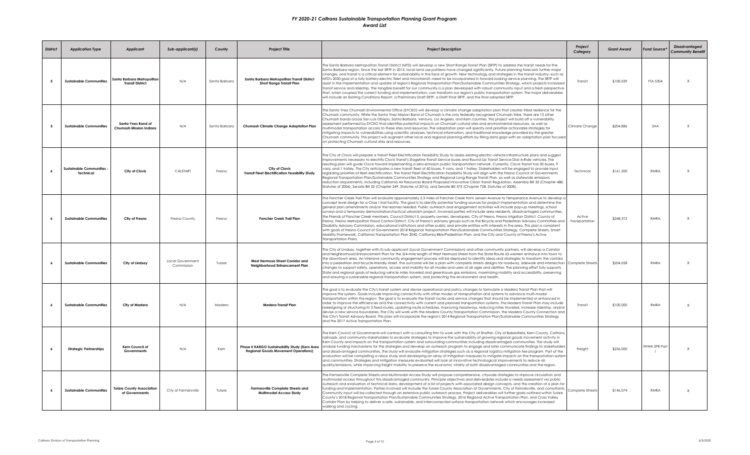# FY 2020-21 Caltrans Sustainable Transportation Planning Grant Program

## Award List

| District | Application Type | Applicant | Sub-applicant(s) | County | Project Title | Project Description | Project Category | Grant Award | Fund Source* | Disadvantaged Community Benefit |
|---|---|---|---|---|---|---|---|---|---|---|
| 5 | Sustainable Communities | Santa Barbara Metropolitan Transit District | N/A | Santa Barbara | Santa Barbara Metropolitan Transit District Short Range Transit Plan | The Santa Barbara Metropolitan Transit District (MTD) will develop a new Short Range Transit Plan (SRTP) to address the transit needs for the Santa Barbara region. Since the last SRTP in 2015, local land use patterns have changed significantly. Future planning forecasts further major changes, and transit is a critical element for sustainability in the face of growth. New technology and strategies in the transit industry--such as MTD's 2030 goal of a fully battery-electric fleet and microtransit--need to be incorporated in forward-looking service planning. The SRTP will assist in the implementation and update of region's Regional Transportation Plan/Sustainable Communities Strategy, which projects increased transit service and ridership. The tangible benefit for our community is a plan developed with robust community input and a fresh perspective that, when coupled the correct funding and implementation, can transform our region's public transportation system. The major deliverables will include an Existing Conditions Report, a Preliminary Draft SRTP, a Draft Final SRTP, and the final adopted SRTP. | Transit | $100,039 | FTA 5304 | X |
| 5 | Sustainable Communities | Santa Ynez Band of Chumash Mission Indians | N/A | Santa Barbara | Chumash Climate Change Adaptation Plan | The Santa Ynez Chumash Environmental Office (SYCEO) will develop a climate change adaptation plan that creates tribal resilience for the Chumash community. While the Santa Ynez Mission Band of Chumash is the only federally recognized Chumash tribe, there are 13 other Chumash bands across San Luis Obispo, Santa Barbara, Ventura, Los Angeles, and Kern counties. This project will build off a vulnerability assessment performed by SYCEO that identifies potential impacts on Chumash cultural sites and environmental resources, as well as multimodal transportation access to these sites and resources. The adaptation plan will specify and prioritize actionable strategies for mitigating impacts to vulnerabilities using scientific analyses, technical information, and traditional knowledge provided by the greater Chumash community. This project will augment other local and regional planning efforts by filling data gaps with an adaptation plan focused on protecting Chumash cultural sites and resources. | Climate Change | $204,886 | SHA | X |
| 6 | Sustainable Communities - Technical | City of Clovis | CALSTART | Fresno | City of Clovis Transit Fleet Electrification Feasibility Study | The City of Clovis will prepare a Transit Fleet Electrification Feasibility Study to assess existing electric-vehicle infrastructure plans and suggest improvements necessary to electrify Clovis Transit's Stageline Transit Service buses and Round-Up Transit Service Dial-A-Ride vehicles. The resulting plan will guide Clovis toward implementing a zero-emission public transportation network. Currently, Clovis Transit has 30 buses, 9 vans, and 1 trolley. The City anticipates a new transit fleet of 60 buses, 9 vans, and 1 trolley. Stakeholders will be engaged to provide input regarding priorities of fleet electrification. The Transit Fleet Electrification Feasibility Study will align with the Fresno Council of Governments Regional Transportation Plan/Sustainable Communities Strategy and Regional Long-Range Transit Plan, as well as statewide emissions reduction requirements, including California Air Resources Board Proposed Innovative Clean Transit Regulation, Assembly Bill 32 (Chapter 488, Statutes of 2006), Senate Bill 32 (Chapter 249, Statutes of 2016), and Senate Bill 375 (Chapter 728, Statutes of 2008). | Technical | $161,500 | RMRA | X |
| 6 | Sustainable Communities | City of Fresno | Fresno County | Fresno | Fancher Creek Trail Plan | The Fancher Creek Trail Plan will evaluate approximately 5.3 miles of Fancher Creek from Jensen Avenue to Temperance Avenue to develop a concept level design for a Class I trail facility. The goal is to identify potential funding sources for project implementation and determine the general plan amendments and/or the rezones needed. Public outreach and engagement activities will include pop-up meetings, school surveys and a temporary demonstration/tactical urbanism project. Involved parties will include area residents, disadvantaged communities, the Friends of Fancher Creek members, Council District 5, property owners, developers, City of Fresno, Fresno Irrigation District, County of Fresno, Fresno Metropolitan Flood Control District, City of Fresno's advisory groups such as the Bicycle and Pedestrian Advisory Committee and Disability Advisory Commission, educational institutions and other public and private entities with interests in the area. This plan is consistent with goals of Fresno Council of Governments 2018 Regional Transportation Plan/Sustainable Communities Strategy, Complete Streets, Smart Mobility Framework, California Transportation Plan 2040, California Bike/Pedestrian Plan, and the City and County of Fresno's Active Transportation Plans. | Active Transportation | $248,313 | RMRA | X |
| 6 | Sustainable Communities | City of Lindsay | Local Government Commission | Tulare | West Hermosa Street Corridor and Neighborhood Enhancement Plan | The City of Lindsay, together with its sub-applicant (Local Government Commission) and other community partners, will develop a Corridor and Neighborhood Enhancement Plan for the 3/4-mile length of West Hermosa Street from the State Route 65 western entrance into town to the downtown area. An intensive community engagement process will be deployed to identify ideas and strategies to transform the corridor into a pedestrian and bicycle-friendly street. The outcome will be a plan with complete streets designs for roadway, sidewalk and intersection changes to support safety, operations, access and mobility for all modes and users of all ages and abilities. The planning effort fully supports State and regional goals of reducing vehicle miles traveled and greenhouse gas emissions, maximizing mobility and accessibility, preserving and ensuring a sustainable regional transportation system, and protecting the environment and health. | Complete Streets | $204,058 | RMRA | X |
| 6 | Sustainable Communities | City of Madera | N/A | Madera | Madera Transit Plan | The goal is to evaluate the City's transit system and devise operational and policy changes to formulate a Madera Transit Plan that will improve the system. Goals include improving connectivity with other modes of transportation and systems to advance multi-modal transportation within the region. The goal is to evaluate the transit routes and service changes that should be implemented or enhanced in order to improve the efficiencies and the connectivity with current and planned transportation systems. The Madera Transit Plan may include redesigning or structuring its 3 fixed routes, updating route schedules, improving headways, reducing miles traveled, increase ridership, and/or devise a new service boundaries. The City will work with the Madera County Transportation Commission, the Madera County Connection and the City's Transit Advisory Board. This plan will incorporate the region's 2014 Regional Transportation Plan/Sustainable Communities Strategy and the 2017 Active Transportation Plan. | Transit | $100,000 | RMRA | X |
| 6 | Strategic Partnerships | Kern Council of Governments | N/A | Kern | Phase II KARGO Sustainability Study (Kern Area Regional Goods Movement Operations) | The Kern Council of Governments will contract with a consulting firm to work with the City of Shafter, City of Bakersfield, Kern County, Caltrans, railroads, and community stakeholders to evaluate strategies to improve the sustainability of growing regional goods movement activity in Kern County and impacts on the transportation system and surrounding communities including disadvantaged communities. The study will analyze funding mechanisms for the strategies and develop an outreach program to engage and later communicate findings to stakeholders and disadvantaged communities. The study will evaluate mitigation strategies such as a regional logistics mitigation fee program. Part of the evaluation will be completing a nexus study and developing an array of mitigation measures to mitigate impacts on the transportation system and communities. Strategies and mitigation measures evaluated will look at innovative technological improvements to reduce air quality/emissions, while improving freight mobility to preserve the economic vitality of both disadvantaged communities and the region. | Freight | $256,000 | FHWA SPR Part I | X |
| 6 | Sustainable Communities | Tulare County Association of Governments | City of Farmersville | Tulare | Farmersville Complete Streets and Multimodal Access Study | The Farmersville Complete Streets and Multimodal Access Study will propose comprehensive, citywide strategies to improve circulation and multimodal access throughout this disadvantaged community. Principle objectives and deliverables include a needs assessment via public outreach and evaluation of technical data, development of a list of projects with associated design concepts, and the creation of a plan for funding and implementation. Parties involved will include the Tulare County Association of Governments, City of Farmersville, and consultants. Community input will be collected through an extensive public outreach process. Project deliverables will further goals outlined within Tulare County's 2018 Regional Transportation Plan/Sustainable Communities Strategy, 2016 Regional Active Transportation Plan, and Cross Valley Corridor Plan by helping to deliver a safe, sustainable, and interconnected surface transportation network which encourages increased walking and cycling. | Complete Streets | $146,074 | RMRA | X |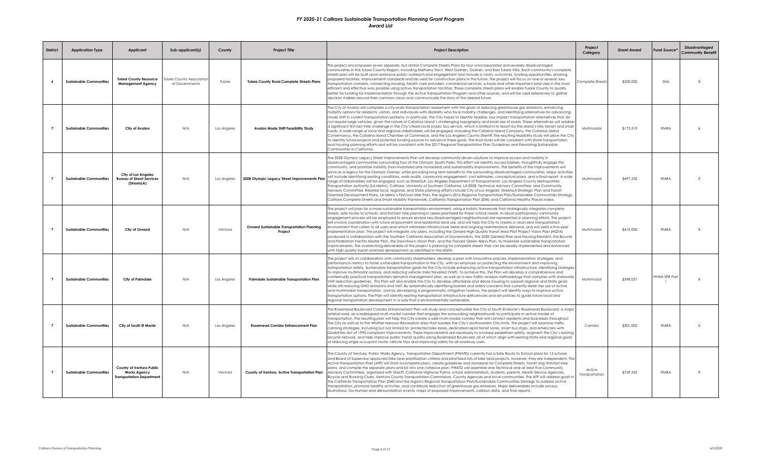# FY 2020-21 Caltrans Sustainable Transportation Planning Grant Program
## Award List

| District | Application Type | Applicant | Sub-applicant(s) | County | Project Title | Project Description | Project Category | Grant Award | Fund Source* | Disadvantaged Community Benefit |
|---|---|---|---|---|---|---|---|---|---|---|
| 6 | Sustainable Communities | Tulare County Resource Management Agency | Tulare County Association of Governments | Tulare | Tulare County Rural Complete Streets Plans | This project encompasses seven separate, but similar Complete Streets Plans for four unincorporated and severely disadvantaged communities in the Tulare County Region, including Matheny Tract, West Goshen, Goshen, and East Tulare Villa. Each community's complete streets plan will be built upon extensive public outreach and engagement and include a vision, outcomes, funding opportunities, phasing, proposed facilities, improvements standards and be used for construction plans in the future. The project will focus on one or several, key transportation corridors, connecting housing, health care providers, commercial services, schools and other important land uses in the most efficient and effective way possible using active transportation facilities. These complete streets plans will enable Tulare County to qualify better for funding for implementation through the Active Transportation Program and other sources, and will be used extensively to gather decision makers around their common vision and communicate the story of the desired future. | Complete Streets | $200,000 | SHA | X |
| 7 | Sustainable Communities | City of Avalon | N/A | Los Angeles | Avalon Mode Shift Feasibility Study | The City of Avalon will complete a city-wide transportation assessment with the goals of reducing greenhouse gas emissions, enhancing mobility options for residents, visitors, and individuals with disability who face mobility challenges, and identifying alternatives for advancing mode shift in current transportation patterns. In particular, the City hopes to identify feasible, low-impact transportation alternatives that do not require large vehicles, given the nature of Catalina Island's challenging topography and small size of roads. These alternatives will address a significant first-last mile challenge in the City's fixed-route public bus service, which is limited in its reach by the island's hilly terrain and small roads. A wide range of local and regional stakeholders will be engaged, including the Catalina Island Company, the Catalina Island Conservancy, the Catalina Island Chamber of Commerce, and the Los Angeles County Sherriff. The resulting feasibility study will allow the City to identify future projects and potential funding sources to advance these goals. The final study will be consistent with State transportation and housing planning efforts and will be consistent with the 2017 Regional Transportation Plan Guidelines and Promoting Sustainable Communities in California. | Multimodal | $173,519 | RMRA | X |
| 7 | Sustainable Communities | City of Los Angeles Bureau of Street Services (StreetsLA) | N/A | Los Angeles | 2028 Olympic Legacy Street Improvements Plan | The 2028 Olympic Legacy Street Improvements Plan will develop community-driven solutions to improve access and mobility in disadvantaged communities surrounding four of the Olympic Sports Parks. This effort will identify access barriers, thoughtfully engage the community, and prioritize mobility (non-motorized and motorized) and sustainability improvements. The benefits of the improvements will serve as a legacy for the Olympic Games, while providing long term benefits to the surrounding disadvantaged communities. Major activities will include identifying existing conditions, walk audits, community engagement, cost estimates, conceptual plans, and a final report. A wide range of stakeholders will be engaged, such as StreetsLA, Los Angeles Department of Transportation, Los Angeles County Metropolitan Transportation Authority (LA Metro), Caltrans, University of Southern California, LA 2028, Technical Advisory Committee, and Community Advisory Committee. Related local, regional, and State planning efforts include City of Los Angeles' StreetsLA Strategic Plan and Transit-Oriented Development Plans, LA Metro's First/Last Mile Plan, the region's 2016 Regional Transportation Plan/Sustainable Communities Strategy, Caltrans Complete Streets and Smart Mobility Framework, California Transportation Plan 2040, and California Healthy Places Index. | Multimodal | $497,250 | RMRA | X |
| 7 | Sustainable Communities | City of Oxnard | N/A | Ventura | Oxnard Sustainable Transportation Planning Project | The project will plan for a more sustainable transportation environment, using a holistic framework that strategically integrates complete streets, safe routes to schools, and first/last mile planning in areas prioritized for these critical needs. A robust participatory community engagement process will be employed to ensure several key disadvantaged neighborhoods are represented in planning efforts. The project will involve coordination with future employment and residential land use, and will help the City to create a vision zero transportation environment that caters to all users and which minimizes infrastructure need and ongoing maintenance demand, and will yield a five-year implementation plan. The project will integrate city plans, including the Oxnard High Quality Transit Area Pilot Project Vision Plan (HQTA) produced in collaboration with the Southern California Association of Governments, the 2030 General Plan and Housing Element, the Bicycle and Pedestrian Facility Master Plan, the Downtown Vision Plan, and the Oxnard Green Alleys Plan, to maximize sustainable transportation improvements. The overarching deliverable of the project is planning for complete streets that can be readily implemented and enhanced with high quality transit-oriented development as identified in the HQTA. | Multimodal | $410,000 | RMRA | X |
| 7 | Sustainable Communities | City of Palmdale | N/A | Los Angeles | Palmdale Sustainable Transportation Plan | The project will, in collaboration with community stakeholders, develop a plan with innovative policies, implementation strategies, and performance metrics to foster sustainable transportation in the City, with an emphasis on protecting the environment and improving transportation safety. Sustainable transportation goals for the City include enhancing active transportation infrastructure, identifying strategies to improve multimodal options, and reducing vehicle miles traveled (VMT). To achieve this, the Plan will develop a comprehensive and contextually practical transportation demand management plan, as well as a new traffic analysis methodology that complies with statewide VMT reduction guidelines. This Plan will also enable the City to develop affordable and dense housing to support regional and State goals while still reducing GHG emissions and VMT. By systematically identifying barriers and safety concerns that currently deter the use of active and multimodal transportation, and by developing a programmatic mitigation toolbox, the project will identify ways to improve active transportation options. The Plan will identify existing transportation infrastructure deficiencies and set policies to guide future local and regional transportation development in a way that is environmentally sustainable. | Multimodal | $598,057 | FHWA SPR Part I | X |
| 7 | Sustainable Communities | City of South El Monte | N/A | Los Angeles | Rosemead Corridor Enhancement Plan | The Rosemead Boulevard Corridor Enhancement Plan will study and conceptualize the City of South El Monte's Rosemead Boulevard, a major arterial road, as a redesigned multi-modal corridor that engages the surrounding neighborhoods to participate in active modes of transportation. The resulting plan will help the City create a safe multi-modal corridor that will connect residents and businesses throughout the City as well as to the Whittier Narrows Recreation Area that borders the City's southwestern City limits. The project will examine traffic calming strategies, including but not limited to: protected bike lanes, dedicated rapid transit lanes, smart bus stops, and Americans with Disabilities Act of 1990-compliant improvements. These improvements are necessary to increase pedestrian safety, augment the City's existing bicycle network, and help improve public transit quality along Rosemead Boulevard, all of which align with existing State and regional goals of reducing single occupant motor vehicle trips and improving safety for all roadway users. | Corridor | $301,002 | RMRA | X |
| 7 | Sustainable Communities | County of Ventura Public Works Agency Transportation Department | N/A | Ventura | County of Ventura, Active Transportation Plan | The County of Ventura, Public Works Agency, Transportation Department (PWATD) currently has a Safe Route to School plans for 12 schools and Board of Supervisor approved bike lane prioritization criteria and prioritized lists of bike land projects, however, they are independent. The Active Transportation Plan (ATP) will finish incomplete plans, create guidelines and standards for Complete Streets, transit stop first/last mile plans, and compile the separate plans and list into one cohesive plan. PWATD will assemble one Technical and at least five Community Advisory Committees, organized with Sheriff, California Highway Patrol, school administrators, students, parents, Health Service Agencies, Bicycle and Running Clubs, Ventura County Transportation Commission, County Agencies and local communities. The ATP will address goals in the California Transportation Plan 2040 and the region's Regional Transportation Plan/Sustainable Communities Strategy to address active transportation, promote healthy activities, and contribute reduction of greenhouse gas emissions. Major deliverables include surveys, illustrations, Go-Human and demonstration events, maps of proposed improvements, collision data, and final reports. | Active Transportation | $729,550 | RMRA | X |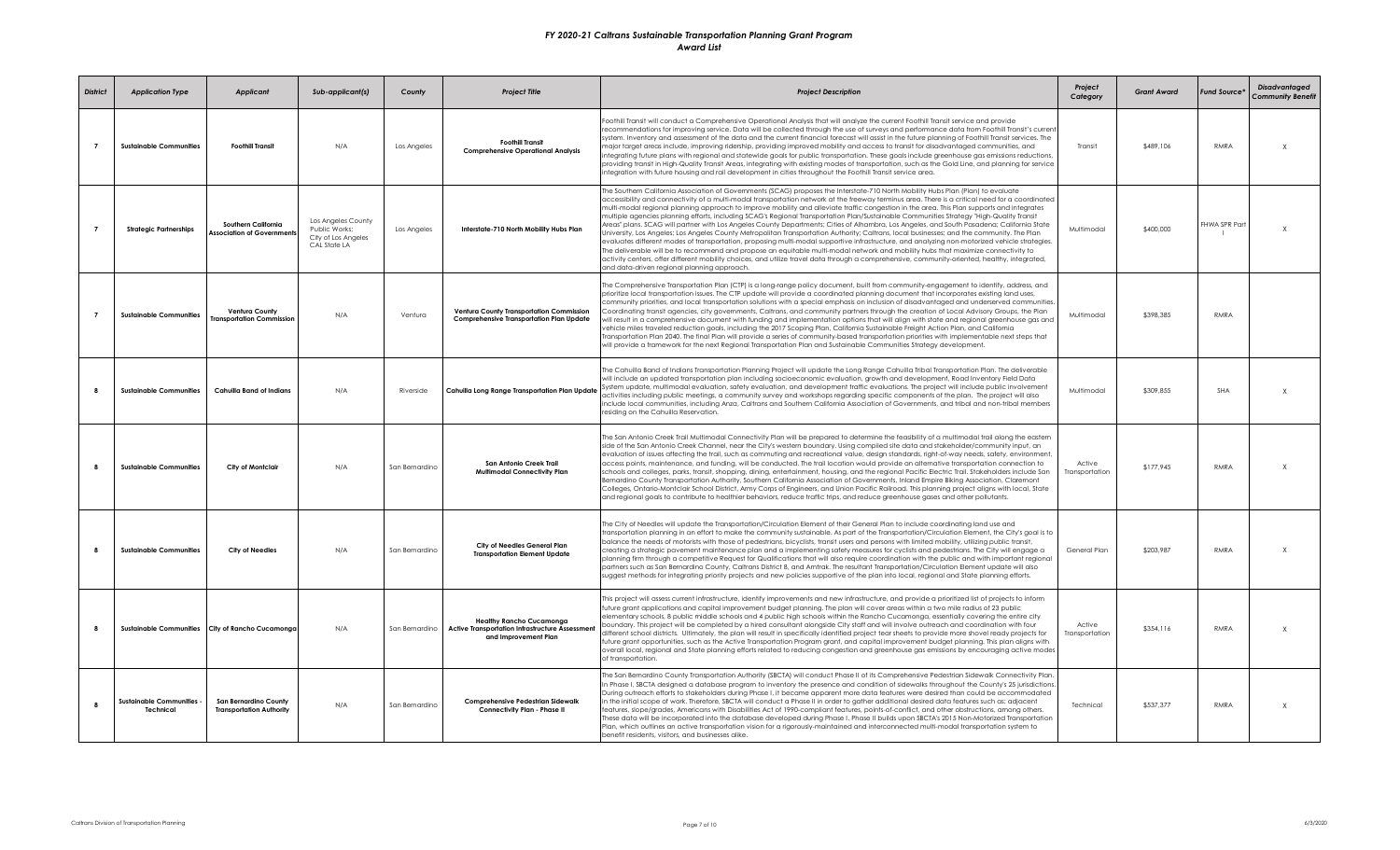# FY 2020-21 Caltrans Sustainable Transportation Planning Grant Program

## Award List

| District | Application Type | Applicant | Sub-applicant(s) | County | Project Title | Project Description | Project Category | Grant Award | Fund Source* | Disadvantaged Community Benefit |
|---|---|---|---|---|---|---|---|---|---|---|
| 7 | Sustainable Communities | Foothill Transit | N/A | Los Angeles | Foothill Transit Comprehensive Operational Analysis | Foothill Transit will conduct a Comprehensive Operational Analysis that will analyze the current Foothill Transit service and provide recommendations for improving service. Data will be collected through the use of surveys and performance data from Foothill Transit's current system. Inventory and assessment of the data and the current financial forecast will assist in the future planning of Foothill Transit services. The major target areas include, improving ridership, providing improved mobility and access to transit for disadvantaged communities, and integrating future plans with regional and statewide goals for public transportation. These goals include greenhouse gas emissions reductions, providing transit in High-Quality Transit Areas, integrating with existing modes of transportation, such as the Gold Line, and planning for service integration with future housing and rail development in cities throughout the Foothill Transit service area. | Transit | $489,106 | RMRA | X |
| 7 | Strategic Partnerships | Southern California Association of Governments | Los Angeles County Public Works; City of Los Angeles CAL State LA | Los Angeles | Interstate-710 North Mobility Hubs Plan | The Southern California Association of Governments (SCAG) proposes the Interstate-710 North Mobility Hubs Plan (Plan) to evaluate accessibility and connectivity of a multi-modal transportation network at the freeway terminus area. There is a critical need for a coordinated multi-modal regional planning approach to improve mobility and alleviate traffic congestion in the area. This Plan supports and integrates multiple agencies planning efforts, including SCAG's Regional Transportation Plan/Sustainable Communities Strategy "High-Quality Transit Areas" plans. SCAG will partner with Los Angeles County Departments; Cities of Alhambra, Los Angeles, and South Pasadena; California State University, Los Angeles; Los Angeles County Metropolitan Transportation Authority; Caltrans, local businesses; and the community. The Plan evaluates different modes of transportation, proposing multi-modal supportive infrastructure, and analyzing non-motorized vehicle strategies. The deliverable will be to recommend and propose an equitable multi-modal network and mobility hubs that maximize connectivity to activity centers, offer different mobility choices, and utilize travel data through a comprehensive, community-oriented, healthy, integrated, and data-driven regional planning approach. | Multimodal | $400,000 | FHWA SPR Part I | X |
| 7 | Sustainable Communities | Ventura County Transportation Commission | N/A | Ventura | Ventura County Transportation Commission Comprehensive Transportation Plan Update | The Comprehensive Transportation Plan (CTP) is a long-range policy document, built from community-engagement to identify, address, and prioritize local transportation issues. The CTP update will provide a coordinated planning document that incorporates existing land uses, community priorities, and local transportation solutions with a special emphasis on inclusion of disadvantaged and underserved communities. Coordinating transit agencies, city governments, Caltrans, and community partners through the creation of Local Advisory Groups, the Plan will result in a comprehensive document with funding and implementation options that will align with state and regional greenhouse gas and vehicle miles traveled reduction goals, including the 2017 Scoping Plan, California Sustainable Freight Action Plan, and California Transportation Plan 2040. The final Plan will provide a series of community-based transportation priorities with implementable next steps that will provide a framework for the next Regional Transportation Plan and Sustainable Communities Strategy development. | Multimodal | $398,385 | RMRA | |
| 8 | Sustainable Communities | Cahuilla Band of Indians | N/A | Riverside | Cahuilla Long Range Transportation Plan Update | The Cahuilla Band of Indians Transportation Planning Project will update the Long Range Cahuilla Tribal Transportation Plan. The deliverable will include an updated transportation plan including socioeconomic evaluation, growth and development, Road Inventory Field Data System update, multimodal evaluation, safety evaluation, and development traffic evaluations. The project will include public involvement activities including public meetings, a community survey and workshops regarding specific components of the plan. The project will also include local communities, including Anza, Caltrans and Southern California Association of Governments, and tribal and non-tribal members residing on the Cahuilla Reservation. | Multimodal | $309,855 | SHA | X |
| 8 | Sustainable Communities | City of Montclair | N/A | San Bernardino | San Antonio Creek Trail Multimodal Connectivity Plan | The San Antonio Creek Trail Multimodal Connectivity Plan will be prepared to determine the feasibility of a multimodal trail along the eastern side of the San Antonio Creek Channel, near the City's western boundary. Using compiled site data and stakeholder/community input, an evaluation of issues affecting the trail, such as commuting and recreational value, design standards, right-of-way needs, safety, environment, access points, maintenance, and funding, will be conducted. The trail location would provide an alternative transportation connection to schools and colleges, parks, transit, shopping, dining, entertainment, housing, and the regional Pacific Electric Trail. Stakeholders include San Bernardino County Transportation Authority, Southern California Association of Governments, Inland Empire Biking Association, Claremont Colleges, Ontario-Montclair School District, Army Corps of Engineers, and Union Pacific Railroad. This planning project aligns with local, State and regional goals to contribute to healthier behaviors, reduce traffic trips, and reduce greenhouse gases and other pollutants. | Active Transportation | $177,945 | RMRA | X |
| 8 | Sustainable Communities | City of Needles | N/A | San Bernardino | City of Needles General Plan Transportation Element Update | The City of Needles will update the Transportation/Circulation Element of their General Plan to include coordinating land use and transportation planning in an effort to make the community sustainable. As part of the Transportation/Circulation Element, the City's goal is to balance the needs of motorists with those of pedestrians, bicyclists, transit users and persons with limited mobility, utilizing public transit, creating a strategic pavement maintenance plan and a implementing safety measures for cyclists and pedestrians. The City will engage a planning firm through a competitive Request for Qualifications that will also require coordination with the public and with important regional partners such as San Bernardino County, Caltrans District 8, and Amtrak. The resultant Transportation/Circulation Element update will also suggest methods for integrating priority projects and new policies supportive of the plan into local, regional and State planning efforts. | General Plan | $203,987 | RMRA | X |
| 8 | Sustainable Communities | City of Rancho Cucamonga | N/A | San Bernardino | Healthy Rancho Cucamonga Active Transportation Infrastructure Assessment and Improvement Plan | This project will assess current infrastructure, identify improvements and new infrastructure, and provide a prioritized list of projects to inform future grant applications and capital improvement budget planning. The plan will cover areas within a two mile radius of 23 public elementary schools, 8 public middle schools and 4 public high schools within the Rancho Cucamonga, essentially covering the entire city boundary. This project will be completed by a hired consultant alongside City staff and will involve outreach and coordination with four different school districts. Ultimately, the plan will result in specifically identified project tear sheets to provide more shovel ready projects for future grant opportunities, such as the Active Transportation Program grant, and capital improvement budget planning. This plan aligns with overall local, regional and State planning efforts related to reducing congestion and greenhouse gas emissions by encouraging active modes of transportation. | Active Transportation | $354,116 | RMRA | X |
| 8 | Sustainable Communities - Technical | San Bernardino County Transportation Authority | N/A | San Bernardino | Comprehensive Pedestrian Sidewalk Connectivity Plan - Phase II | The San Bernardino County Transportation Authority (SBCTA) will conduct Phase II of its Comprehensive Pedestrian Sidewalk Connectivity Plan. In Phase I, SBCTA designed a database program to inventory the presence and condition of sidewalks throughout the County's 25 jurisdictions. During outreach efforts to stakeholders during Phase I, it became apparent more data features were desired than could be accommodated in the initial scope of work. Therefore, SBCTA will conduct a Phase II in order to gather additional desired data features such as: adjacent features, slope/grades, Americans with Disabilities Act of 1990-compliant features, points-of-conflict, and other obstructions, among others. These data will be incorporated into the database developed during Phase I. Phase II builds upon SBCTA's 2015 Non-Motorized Transportation Plan, which outlines an active transportation vision for a rigorously-maintained and interconnected multi-modal transportation system to benefit residents, visitors, and businesses alike. | Technical | $537,377 | RMRA | X |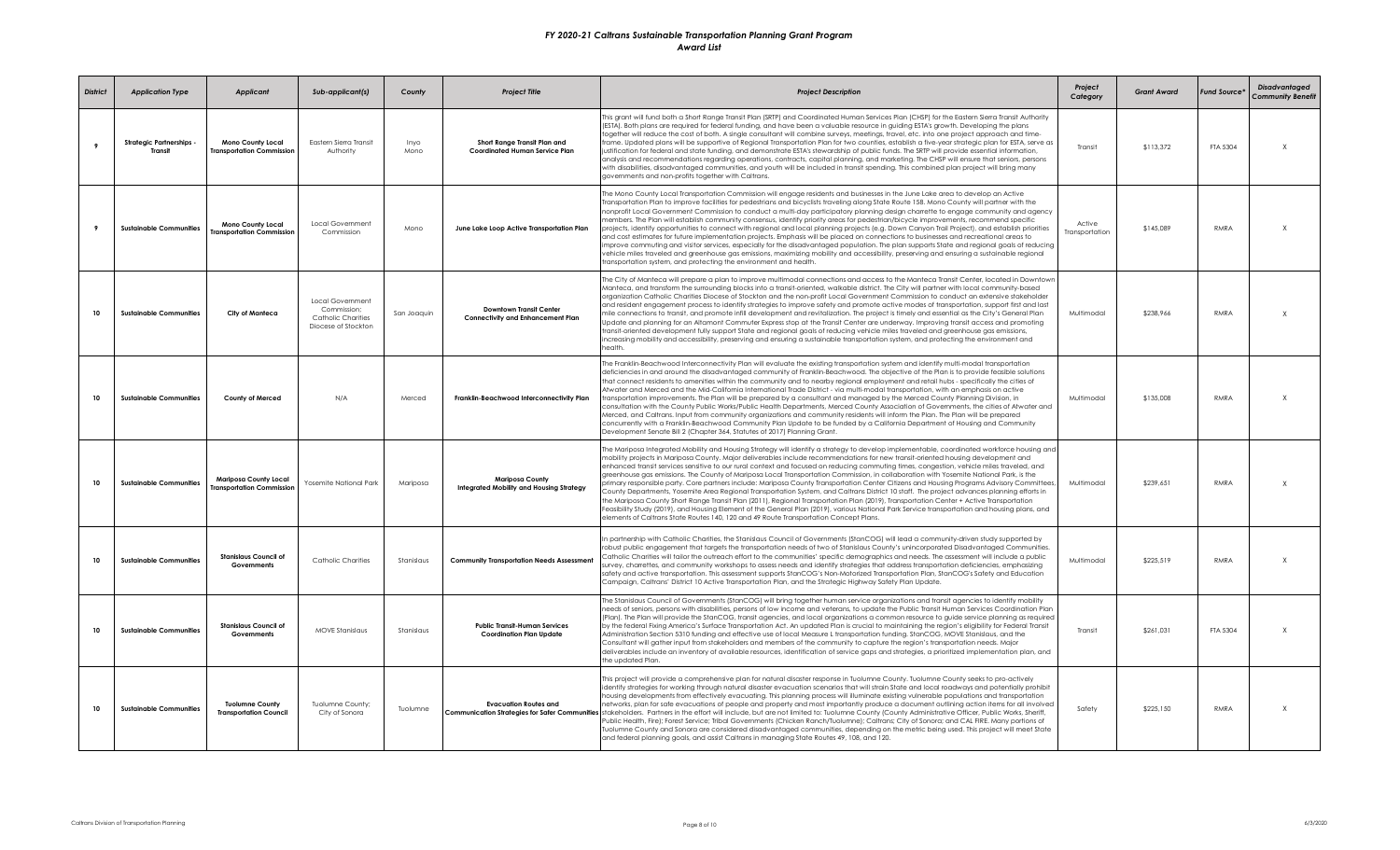# *FY 2020-21 Caltrans Sustainable Transportation Planning Grant Program*

## *Award List*

| District | Application Type | Applicant | Sub-applicant(s) | County | Project Title | Project Description | Project Category | Grant Award | Fund Source* | Disadvantaged Community Benefit |
|---|---|---|---|---|---|---|---|---|---|---|
| 9 | Strategic Partnerships - Transit | Mono County Local Transportation Commission | Eastern Sierra Transit Authority | Inyo Mono | Short Range Transit Plan and Coordinated Human Service Plan | This grant will fund both a Short Range Transit Plan (SRTP) and Coordinated Human Services Plan (CHSP) for the Eastern Sierra Transit Authority (ESTA). Both plans are required for federal funding, and have been a valuable resource in guiding ESTA's growth. Developing the plans together will reduce the cost of both. A single consultant will combine surveys, meetings, travel, etc. into one project approach and time-frame. Updated plans will be supportive of Regional Transportation Plan for two counties, establish a five-year strategic plan for ESTA, serve as justification for federal and state funding, and demonstrate ESTA's stewardship of public funds. The SRTP will provide essential information, analysis and recommendations regarding operations, contracts, capital planning, and marketing. The CHSP will ensure that seniors, persons with disabilities, disadvantaged communities, and youth will be included in transit spending. This combined plan project will bring many governments and non-profits together with Caltrans. | Transit | $113,372 | FTA 5304 | X |
| 9 | Sustainable Communities | Mono County Local Transportation Commission | Local Government Commission | Mono | June Lake Loop Active Transportation Plan | The Mono County Local Transportation Commission will engage residents and businesses in the June Lake area to develop an Active Transportation Plan to improve facilities for pedestrians and bicyclists traveling along State Route 158. Mono County will partner with the nonprofit Local Government Commission to conduct a multi-day participatory planning design charrette to engage community and agency members. The Plan will establish community consensus, identify priority areas for pedestrian/bicycle improvements, recommend specific projects, identify opportunities to connect with regional and local planning projects (e.g. Down Canyon Trail Project), and establish priorities and cost estimates for future implementation projects. Emphasis will be placed on connections to businesses and recreational areas to improve commuting and visitor services, especially for the disadvantaged population. The plan supports State and regional goals of reducing vehicle miles traveled and greenhouse gas emissions, maximizing mobility and accessibility, preserving and ensuring a sustainable regional transportation system, and protecting the environment and health. | Active Transportation | $145,089 | RMRA | X |
| 10 | Sustainable Communities | City of Manteca | Local Government Commission; Catholic Charities Diocese of Stockton | San Joaquin | Downtown Transit Center Connectivity and Enhancement Plan | The City of Manteca will prepare a plan to improve multimodal connections and access to the Manteca Transit Center, located in Downtown Manteca, and transform the surrounding blocks into a transit-oriented, walkable district. The City will partner with local community-based organization Catholic Charities Diocese of Stockton and the non-profit Local Government Commission to conduct an extensive stakeholder and resident engagement process to identify strategies to improve safety and promote active modes of transportation, support first and last mile connections to transit, and promote infill development and revitalization. The project is timely and essential as the City's General Plan Update and planning for an Altamont Commuter Express stop at the Transit Center are underway. Improving transit access and promoting transit-oriented development fully support State and regional goals of reducing vehicle miles traveled and greenhouse gas emissions, increasing mobility and accessibility, preserving and ensuring a sustainable transportation system, and protecting the environment and health. | Multimodal | $238,966 | RMRA | X |
| 10 | Sustainable Communities | County of Merced | N/A | Merced | Franklin-Beachwood Interconnectivity Plan | The Franklin-Beachwood Interconnectivity Plan will evaluate the existing transportation system and identify multi-modal transportation deficiencies in and around the disadvantaged community of Franklin-Beachwood. The objective of the Plan is to provide feasible solutions that connect residents to amenities within the community and to nearby regional employment and retail hubs - specifically the cities of Atwater and Merced and the Mid-California International Trade District - via multi-modal transportation, with an emphasis on active transportation improvements. The Plan will be prepared by a consultant and managed by the Merced County Planning Division, in consultation with the County Public Works/Public Health Departments, Merced County Association of Governments, the cities of Atwater and Merced, and Caltrans. Input from community organizations and community residents will inform the Plan. The Plan will be prepared concurrently with a Franklin-Beachwood Community Plan Update to be funded by a California Department of Housing and Community Development Senate Bill 2 (Chapter 364, Statutes of 2017) Planning Grant. | Multimodal | $135,008 | RMRA | X |
| 10 | Sustainable Communities | Mariposa County Local Transportation Commission | Yosemite National Park | Mariposa | Mariposa County Integrated Mobility and Housing Strategy | The Mariposa Integrated Mobility and Housing Strategy will identify a strategy to develop implementable, coordinated workforce housing and mobility projects in Mariposa County. Major deliverables include recommendations for new transit-oriented housing development and enhanced transit services sensitive to our rural context and focused on reducing commuting times, congestion, vehicle miles traveled, and greenhouse gas emissions. The County of Mariposa Local Transportation Commission, in collaboration with Yosemite National Park, is the primary responsible party. Core partners include: Mariposa County Transportation Center Citizens and Housing Programs Advisory Committees, County Departments, Yosemite Area Regional Transportation System, and Caltrans District 10 staff. The project advances planning efforts in the Mariposa County Short Range Transit Plan (2011), Regional Transportation Plan (2019), Transportation Center + Active Transportation Feasibility Study (2019), and Housing Element of the General Plan (2019), various National Park Service transportation and housing plans, and elements of Caltrans State Routes 140, 120 and 49 Route Transportation Concept Plans. | Multimodal | $239,651 | RMRA | X |
| 10 | Sustainable Communities | Stanislaus Council of Governments | Catholic Charities | Stanislaus | Community Transportation Needs Assessment | In partnership with Catholic Charities, the Stanislaus Council of Governments (StanCOG) will lead a community-driven study supported by robust public engagement that targets the transportation needs of two of Stanislaus County's unincorporated Disadvantaged Communities. Catholic Charities will tailor the outreach effort to the communities' specific demographics and needs. The assessment will include a public survey, charrettes, and community workshops to assess needs and identify strategies that address transportation deficiencies, emphasizing safety and active transportation. This assessment supports StanCOG's Non-Motorized Transportation Plan, StanCOG's Safety and Education Campaign, Caltrans' District 10 Active Transportation Plan, and the Strategic Highway Safety Plan Update. | Multimodal | $225,519 | RMRA | X |
| 10 | Sustainable Communities | Stanislaus Council of Governments | MOVE Stanislaus | Stanislaus | Public Transit-Human Services Coordination Plan Update | The Stanislaus Council of Governments (StanCOG) will bring together human service organizations and transit agencies to identify mobility needs of seniors, persons with disabilities, persons of low income and veterans, to update the Public Transit Human Services Coordination Plan (Plan). The Plan will provide the StanCOG, transit agencies, and local organizations a common resource to guide service planning as required by the Federal Fixing America's Surface Transportation Act. An updated Plan is crucial to maintaining the region's eligibility for Federal Transit Administration Section 5310 funding and effective use of local Measure L transportation funding. StanCOG, MOVE Stanislaus, and the Consultant will gather input from stakeholders and members of the community to capture the region's transportation needs. Major deliverables include an inventory of available resources, identification of service gaps and strategies, a prioritized implementation plan, and the updated Plan. | Transit | $261,031 | FTA 5304 | X |
| 10 | Sustainable Communities | Tuolumne County Transportation Council | Tuolumne County; City of Sonora | Tuolumne | Evacuation Routes and Communication Strategies for Safer Communities | This project will provide a comprehensive plan for natural disaster response in Tuolumne County. Tuolumne County seeks to pro-actively identify strategies for working through natural disaster evacuation scenarios that will strain State and local roadways and potentially prohibit housing developments from effectively evacuating. This planning process will illuminate existing vulnerable populations and transportation networks, plan for safe evacuations of people and property and most importantly produce a document outlining action items for all involved stakeholders. Partners in the effort will include, but are not limited to: Tuolumne County (County Administrative Officer, Public Works, Sheriff, Public Health, Fire); Forest Service; Tribal Governments (Chicken Ranch/Tuolumne); Caltrans; City of Sonora; and CAL FIRE. Many portions of Tuolumne County and Sonora are considered disadvantaged communities, depending on the metric being used. This project will meet State and federal planning goals, and assist Caltrans in managing State Routes 49, 108, and 120. | Safety | $225,150 | RMRA | X |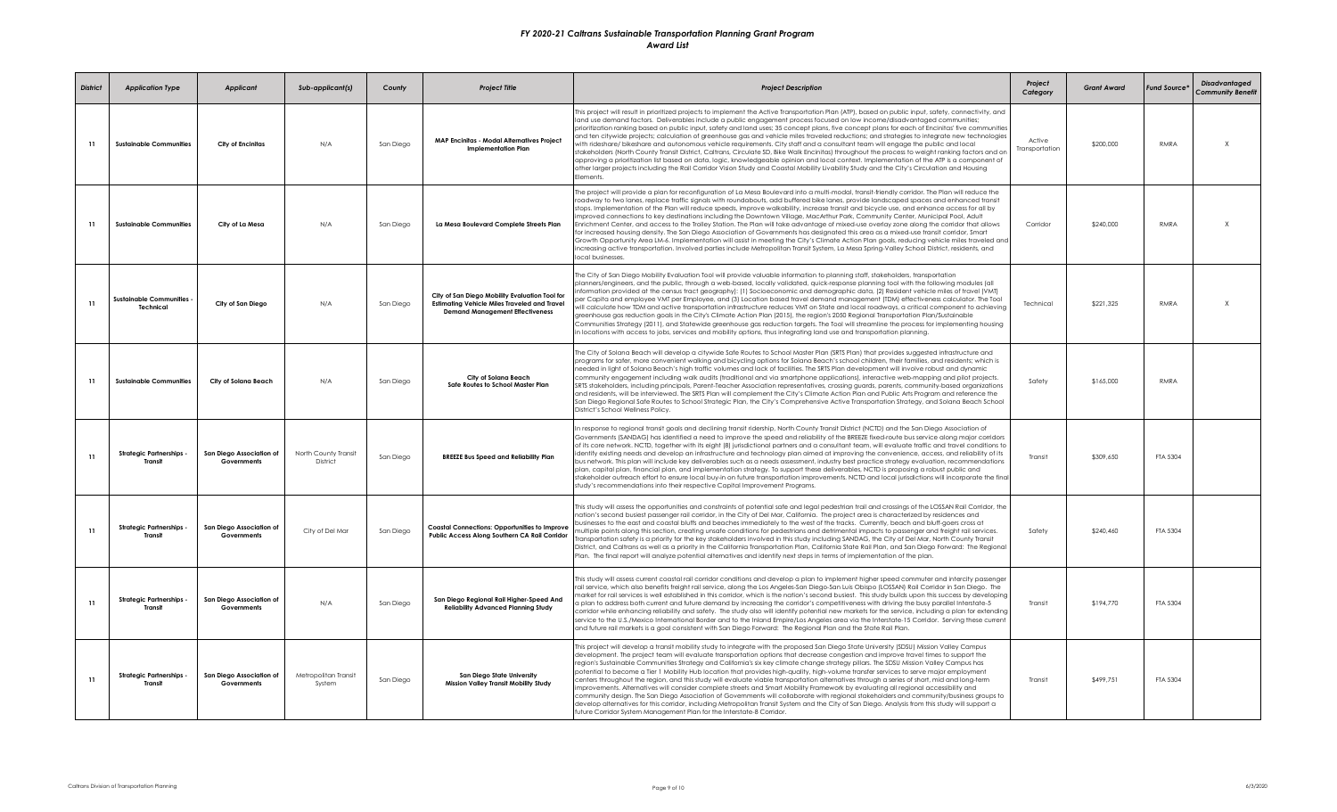# *FY 2020-21 Caltrans Sustainable Transportation Planning Grant Program*
## *Award List*

| *District* | *Application Type* | *Applicant* | *Sub-applicant(s)* | *County* | *Project Title* | *Project Description* | *Project Category* | *Grant Award* | *Fund Source** | *Disadvantaged Community Benefit* |
|---|---|---|---|---|---|---|---|---|---|---|
| 11 | Sustainable Communities | City of Encinitas | N/A | San Diego | MAP Encinitas - Modal Alternatives Project Implementation Plan | This project will result in prioritized projects to implement the Active Transportation Plan (ATP), based on public input, safety, connectivity, and land use demand factors. Deliverables include a public engagement process focused on low income/disadvantaged communities; prioritization ranking based on public input, safety and land uses; 35 concept plans, five concept plans for each of Encinitas' five communities and ten citywide projects; calculation of greenhouse gas and vehicle miles traveled reductions; and strategies to integrate new technologies with rideshare/ bikeshare and autonomous vehicle requirements. City staff and a consultant team will engage the public and local stakeholders (North County Transit District, Caltrans, Circulate SD, Bike Walk Encinitas) throughout the process to weight ranking factors and on approving a prioritization list based on data, logic, knowledgeable opinion and local context. Implementation of the ATP is a component of other larger projects including the Rail Corridor Vision Study and Coastal Mobility Livability Study and the City's Circulation and Housing Elements. | Active Transportation | $200,000 | RMRA | X |
| 11 | Sustainable Communities | City of La Mesa | N/A | San Diego | La Mesa Boulevard Complete Streets Plan | The project will provide a plan for reconfiguration of La Mesa Boulevard into a multi-modal, transit-friendly corridor. The Plan will reduce the roadway to two lanes, replace traffic signals with roundabouts, add buffered bike lanes, provide landscaped spaces and enhanced transit stops. Implementation of the Plan will reduce speeds, improve walkability, increase transit and bicycle use, and enhance access for all by improved connections to key destinations including the Downtown Village, MacArthur Park, Community Center, Municipal Pool, Adult Enrichment Center, and access to the Trolley Station. The Plan will take advantage of mixed-use overlay zone along the corridor that allows for increased housing density. The San Diego Association of Governments has designated this area as a mixed-use transit corridor, Smart Growth Opportunity Area LM-6. Implementation will assist in meeting the City's Climate Action Plan goals, reducing vehicle miles traveled and increasing active transportation. Involved parties include Metropolitan Transit System, La Mesa Spring-Valley School District, residents, and local businesses. | Corridor | $240,000 | RMRA | X |
| 11 | Sustainable Communities - Technical | City of San Diego | N/A | San Diego | City of San Diego Mobility Evaluation Tool for Estimating Vehicle Miles Traveled and Travel Demand Management Effectiveness | The City of San Diego Mobility Evaluation Tool will provide valuable information to planning staff, stakeholders, transportation planners/engineers, and the public, through a web-based, locally validated, quick-response planning tool with the following modules (all information provided at the census tract geography): (1) Socioeconomic and demographic data, (2) Resident vehicle miles of travel (VMT) per Capita and employee VMT per Employee, and (3) Location based travel demand management (TDM) effectiveness calculator. The Tool will calculate how TDM and active transportation infrastructure reduces VMT on State and local roadways, a critical component to achieving greenhouse gas reduction goals in the City's Climate Action Plan (2015), the region's 2050 Regional Transportation Plan/Sustainable Communities Strategy (2011), and Statewide greenhouse gas reduction targets. The Tool will streamline the process for implementing housing in locations with access to jobs, services and mobility options, thus integrating land use and transportation planning. | Technical | $221,325 | RMRA | X |
| 11 | Sustainable Communities | City of Solana Beach | N/A | San Diego | City of Solana Beach Safe Routes to School Master Plan | The City of Solana Beach will develop a citywide Safe Routes to School Master Plan (SRTS Plan) that provides suggested infrastructure and programs for safer, more convenient walking and bicycling options for Solana Beach's school children, their families, and residents; which is needed in light of Solana Beach's high traffic volumes and lack of facilities. The SRTS Plan development will involve robust and dynamic community engagement including walk audits (traditional and via smartphone applications), interactive web-mapping and pilot projects. SRTS stakeholders, including principals, Parent-Teacher Association representatives, crossing guards, parents, community-based organizations and residents, will be interviewed. The SRTS Plan will complement the City's Climate Action Plan and Public Arts Program and reference the San Diego Regional Safe Routes to School Strategic Plan, the City's Comprehensive Active Transportation Strategy, and Solana Beach School District's School Wellness Policy. | Safety | $165,000 | RMRA | |
| 11 | Strategic Partnerships - Transit | San Diego Association of Governments | North County Transit District | San Diego | BREEZE Bus Speed and Reliability Plan | In response to regional transit goals and declining transit ridership, North County Transit District (NCTD) and the San Diego Association of Governments (SANDAG) has identified a need to improve the speed and reliability of the BREEZE fixed-route bus service along major corridors of its core network. NCTD, together with its eight (8) jurisdictional partners and a consultant team, will evaluate traffic and travel conditions to identify existing needs and develop an infrastructure and technology plan aimed at improving the convenience, access, and reliability of its bus network. This plan will include key deliverables such as a needs assessment, industry best practice strategy evaluation, recommendations plan, capital plan, financial plan, and implementation strategy. To support these deliverables, NCTD is proposing a robust public and stakeholder outreach effort to ensure local buy-in on future transportation improvements. NCTD and local jurisdictions will incorporate the final study's recommendations into their respective Capital Improvement Programs. | Transit | $309,650 | FTA 5304 | |
| 11 | Strategic Partnerships - Transit | San Diego Association of Governments | City of Del Mar | San Diego | Coastal Connections: Opportunities to Improve Public Access Along Southern CA Rail Corridor | This study will assess the opportunities and constraints of potential safe and legal pedestrian trail and crossings of the LOSSAN Rail Corridor, the nation's second busiest passenger rail corridor, in the City of Del Mar, California. The project area is characterized by residences and businesses to the east and coastal bluffs and beaches immediately to the west of the tracks. Currently, beach and bluff-goers cross at multiple points along this section, creating unsafe conditions for pedestrians and detrimental impacts to passenger and freight rail services. Transportation safety is a priority for the key stakeholders involved in this study including SANDAG, the City of Del Mar, North County Transit District, and Caltrans as well as a priority in the California Transportation Plan, California State Rail Plan, and San Diego Forward: The Regional Plan. The final report will analyze potential alternatives and identify next steps in terms of implementation of the plan. | Safety | $240,460 | FTA 5304 | |
| 11 | Strategic Partnerships - Transit | San Diego Association of Governments | N/A | San Diego | San Diego Regional Rail Higher-Speed And Reliability Advanced Planning Study | This study will assess current coastal rail corridor conditions and develop a plan to implement higher speed commuter and intercity passenger rail service, which also benefits freight rail service, along the Los Angeles-San Diego-San Luis Obispo (LOSSAN) Rail Corridor in San Diego. The market for rail services is well established in this corridor, which is the nation's second busiest. This study builds upon this success by developing a plan to address both current and future demand by increasing the corridor's competitiveness with driving the busy parallel Interstate-5 corridor while enhancing reliability and safety. The study also will identify potential new markets for the service, including a plan for extending service to the U.S./Mexico International Border and to the Inland Empire/Los Angeles area via the Interstate-15 Corridor. Serving these current and future rail markets is a goal consistent with San Diego Forward: The Regional Plan and the State Rail Plan. | Transit | $194,770 | FTA 5304 | |
| 11 | Strategic Partnerships - Transit | San Diego Association of Governments | Metropolitan Transit System | San Diego | San Diego State University Mission Valley Transit Mobility Study | This project will develop a transit mobility study to integrate with the proposed San Diego State University (SDSU) Mission Valley Campus development. The project team will evaluate transportation options that decrease congestion and improve travel times to support the region's Sustainable Communities Strategy and California's six key climate change strategy pillars. The SDSU Mission Valley Campus has potential to become a Tier 1 Mobility Hub location that provides high-quality, high-volume transfer services to serve major employment centers throughout the region, and this study will evaluate viable transportation alternatives through a series of short, mid and long-term improvements. Alternatives will consider complete streets and Smart Mobility Framework by evaluating all regional accessibility and community design. The San Diego Association of Governments will collaborate with regional stakeholders and community/business groups to develop alternatives for this corridor, including Metropolitan Transit System and the City of San Diego. Analysis from this study will support a future Corridor System Management Plan for the Interstate-8 Corridor. | Transit | $499,751 | FTA 5304 | |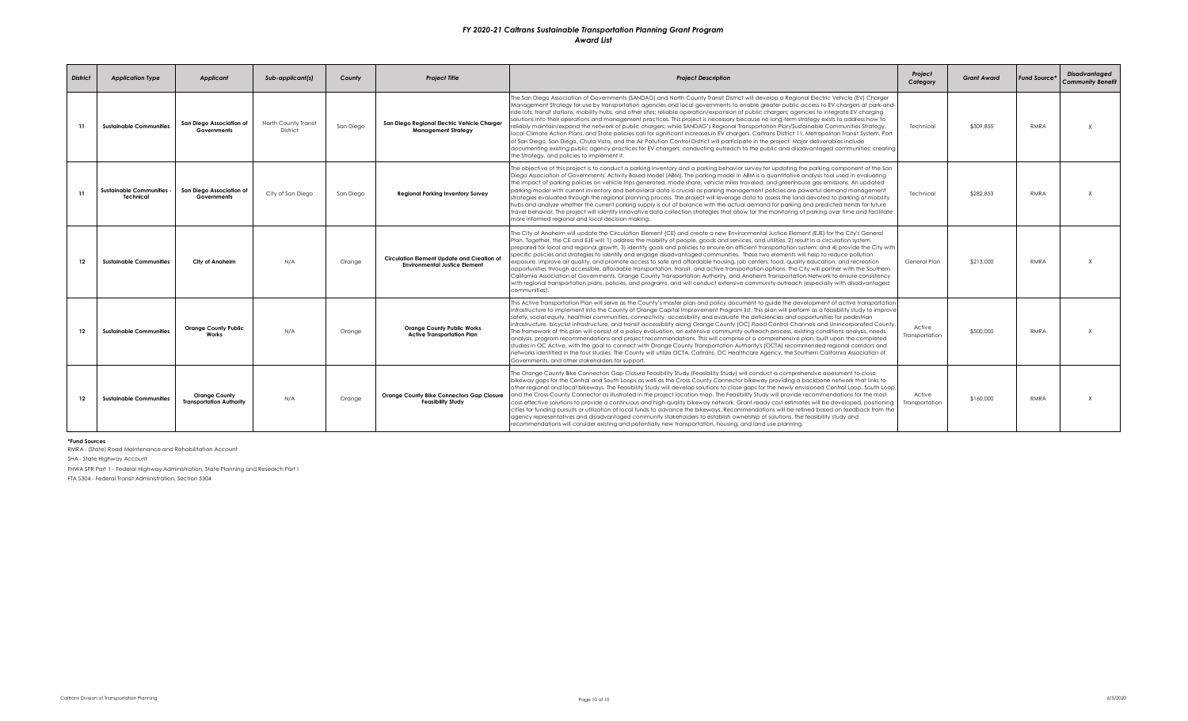# *FY 2020-21 Caltrans Sustainable Transportation Planning Grant Program*
## *Award List*

| District | Application Type | Applicant | Sub-applicant(s) | County | Project Title | Project Description | Project Category | Grant Award | Fund Source* | Disadvantaged Community Benefit |
|---|---|---|---|---|---|---|---|---|---|---|
| 11 | Sustainable Communities | San Diego Association of Governments | North County Transit District | San Diego | San Diego Regional Electric Vehicle Charger Management Strategy | The San Diego Association of Governments (SANDAG) and North County Transit District will develop a Regional Electric Vehicle (EV) Charger Management Strategy for use by transportation agencies and local governments to enable greater public access to EV chargers at park-and-ride lots, transit stations, mobility hubs, and other sites; reliable operation/expansion of public chargers; agencies to integrate EV charging solutions into their operations and management practices. This project is necessary because no long-term strategy exists to address how to reliably maintain/expand the network of public chargers; while SANDAG's Regional Transportation Plan/Sustainable Communities Strategy, local Climate Action Plans, and State policies call for significant increases in EV chargers. Caltrans District 11, Metropolitan Transit System, Port of San Diego, San Diego, Chula Vista, and the Air Pollution Control District will participate in the project. Major deliverables include documenting existing public agency practices for EV chargers; conducting outreach to the public and disadvantaged communities; creating the Strategy, and policies to implement it. | Technical | $309,855 | RMRA | X |
| 11 | Sustainable Communities - Technical | San Diego Association of Governments | City of San Diego | San Diego | Regional Parking Inventory Survey | The objective of this project is to conduct a parking inventory and a parking behavior survey for updating the parking component of the San Diego Association of Governments' Activity Based Model (ABM). The parking model in ABM is a quantitative analysis tool used in evaluating the impact of parking policies on vehicle trips generated, mode share, vehicle miles traveled, and greenhouse gas emissions. An updated parking model with current inventory and behavioral data is crucial as parking management policies are powerful demand management strategies evaluated through the regional planning process. The project will leverage data to assess the land devoted to parking at mobility hubs and analyze whether the current parking supply is out of balance with the actual demand for parking and predicted trends for future travel behavior. The project will identify innovative data collection strategies that allow for the monitoring of parking over time and facilitate more informed regional and local decision making. | Technical | $282,853 | RMRA | X |
| 12 | Sustainable Communities | City of Anaheim | N/A | Orange | Circulation Element Update and Creation of Environmental Justice Element | The City of Anaheim will update the Circulation Element (CE) and create a new Environmental Justice Element (EJE) for the City's General Plan. Together, the CE and EJE will: 1) address the mobility of people, goods and services, and utilities, 2) result in a circulation system prepared for local and regional growth, 3) identify goals and policies to ensure an efficient transportation system; and 4) provide the City with specific policies and strategies to identify and engage disadvantaged communities. These two elements will help to reduce pollution exposure, improve air quality, and promote access to safe and affordable housing, job centers, food, quality education, and recreation opportunities through accessible, affordable transportation, transit, and active transportation options. The City will partner with the Southern California Association of Governments, Orange County Transportation Authority, and Anaheim Transportation Network to ensure consistency with regional transportation plans, policies, and programs, and will conduct extensive community outreach (especially with disadvantaged communities). | General Plan | $213,000 | RMRA | X |
| 12 | Sustainable Communities | Orange County Public Works | N/A | Orange | Orange County Public Works Active Transportation Plan | This Active Transportation Plan will serve as the County's master plan and policy document to guide the development of active transportation infrastructure to implement into the County of Orange Capital Improvement Program list. This plan will perform as a feasibility study to improve safety, social equity, healthier communities, connectivity, accessibility and evaluate the deficiencies and opportunities for pedestrian infrastructure, bicyclist infrastructure, and transit accessibility along Orange County (OC) Flood Control Channels and Unincorporated County. The framework of this plan will consist of a policy evaluation, an extensive community outreach process, existing conditions analysis, needs analysis, program recommendations and project recommendations. This will comprise of a comprehensive plan, built upon the completed studies in OC Active, with the goal to connect with Orange County Transportation Authority's (OCTA) recommended regional corridors and networks identified in the four studies. The County will utilize OCTA, Caltrans, OC Healthcare Agency, the Southern California Association of Governments, and other stakeholders for support. | Active Transportation | $500,000 | RMRA | X |
| 12 | Sustainable Communities | Orange County Transportation Authority | N/A | Orange | Orange County Bike Connectors Gap Closure Feasibility Study | The Orange County Bike Connectors Gap Closure Feasibility Study (Feasibility Study) will conduct a comprehensive assessment to close bikeway gaps for the Central and South Loops as well as the Cross-County Connector bikeway providing a backbone network that links to other regional and local bikeways. The Feasibility Study will develop solutions to close gaps for the newly envisioned Central Loop, South Loop, and the Cross-County Connector as illustrated in the project location map. The Feasibility Study will provide recommendations for the most cost-effective solutions to provide a continuous and high-quality bikeway network. Grant-ready cost estimates will be developed, positioning cities for funding pursuits or utilization of local funds to advance the bikeways. Recommendations will be refined based on feedback from the agency representatives and disadvantaged community stakeholders to establish ownership of solutions. The feasibility study and recommendations will consider existing and potentially new transportation, housing, and land use planning. | Active Transportation | $160,000 | RMRA | X |

**\*Fund Sources**

RMRA - (State) Road Maintenance and Rehabilitation Account

SHA - State Highway Account

FHWA SPR Part 1 - Federal Highway Administration, State Planning and Research Part I

FTA 5304 - Federal Transit Administration, Section 5304